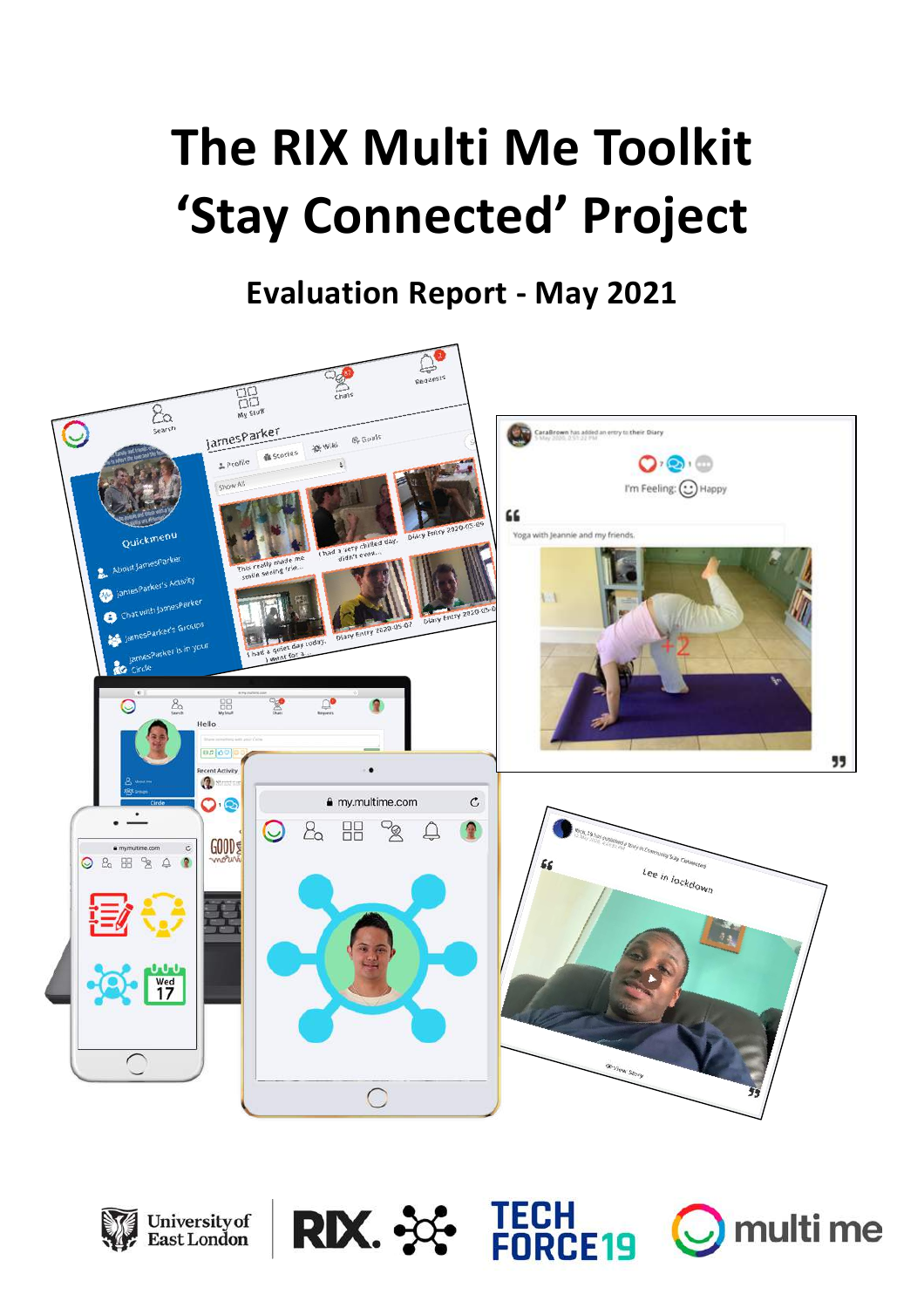# The RIX Multi Me Toolkit 'Stay Connected' Project

## Evaluation Report - May 2021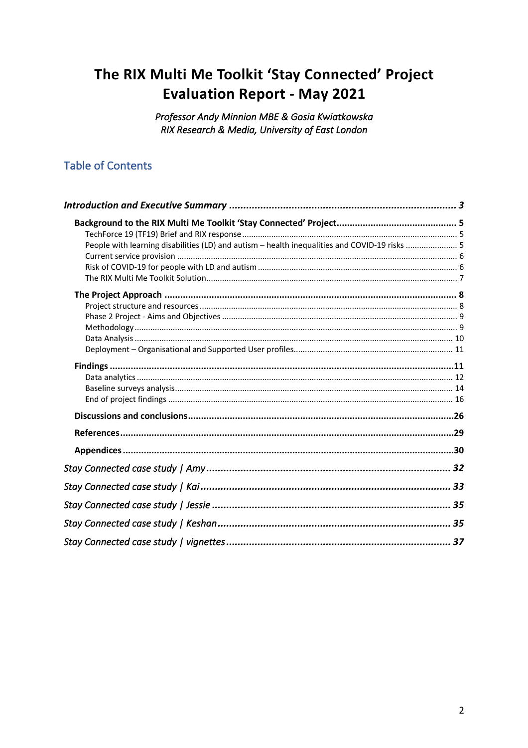# The RIX Multi Me Toolkit 'Stay Connected' Project Evaluation Report - May 2021

*Professor Andy Minnion MBE & Gosia Kwiatkowska*
*RIX Research & Media, University of East London*

## Table of Contents

***Introduction and Executive Summary*** ... 3

**Background to the RIX Multi Me Toolkit 'Stay Connected' Project** ... 5
- TechForce 19 (TF19) Brief and RIX response ... 5
- People with learning disabilities (LD) and autism – health inequalities and COVID-19 risks ... 5
- Current service provision ... 6
- Risk of COVID-19 for people with LD and autism ... 6
- The RIX Multi Me Toolkit Solution ... 7

**The Project Approach** ... 8
- Project structure and resources ... 8
- Phase 2 Project - Aims and Objectives ... 9
- Methodology ... 9
- Data Analysis ... 10
- Deployment – Organisational and Supported User profiles ... 11

**Findings** ... 11
- Data analytics ... 12
- Baseline surveys analysis ... 14
- End of project findings ... 16

**Discussions and conclusions** ... 26

**References** ... 29

**Appendices** ... 30

***Stay Connected case study | Amy*** ... 32

***Stay Connected case study | Kai*** ... 33

***Stay Connected case study | Jessie*** ... 35

***Stay Connected case study | Keshan*** ... 35

***Stay Connected case study | vignettes*** ... 37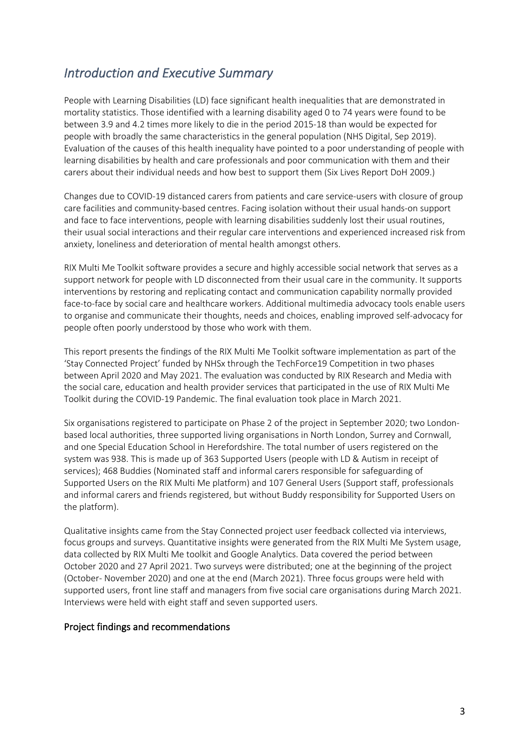## *Introduction and Executive Summary*

People with Learning Disabilities (LD) face significant health inequalities that are demonstrated in mortality statistics. Those identified with a learning disability aged 0 to 74 years were found to be between 3.9 and 4.2 times more likely to die in the period 2015-18 than would be expected for people with broadly the same characteristics in the general population (NHS Digital, Sep 2019). Evaluation of the causes of this health inequality have pointed to a poor understanding of people with learning disabilities by health and care professionals and poor communication with them and their carers about their individual needs and how best to support them (Six Lives Report DoH 2009.)

Changes due to COVID-19 distanced carers from patients and care service-users with closure of group care facilities and community-based centres. Facing isolation without their usual hands-on support and face to face interventions, people with learning disabilities suddenly lost their usual routines, their usual social interactions and their regular care interventions and experienced increased risk from anxiety, loneliness and deterioration of mental health amongst others.

RIX Multi Me Toolkit software provides a secure and highly accessible social network that serves as a support network for people with LD disconnected from their usual care in the community. It supports interventions by restoring and replicating contact and communication capability normally provided face-to-face by social care and healthcare workers. Additional multimedia advocacy tools enable users to organise and communicate their thoughts, needs and choices, enabling improved self-advocacy for people often poorly understood by those who work with them.

This report presents the findings of the RIX Multi Me Toolkit software implementation as part of the 'Stay Connected Project' funded by NHSx through the TechForce19 Competition in two phases between April 2020 and May 2021. The evaluation was conducted by RIX Research and Media with the social care, education and health provider services that participated in the use of RIX Multi Me Toolkit during the COVID-19 Pandemic. The final evaluation took place in March 2021.

Six organisations registered to participate on Phase 2 of the project in September 2020; two London-based local authorities, three supported living organisations in North London, Surrey and Cornwall, and one Special Education School in Herefordshire. The total number of users registered on the system was 938. This is made up of 363 Supported Users (people with LD & Autism in receipt of services); 468 Buddies (Nominated staff and informal carers responsible for safeguarding of Supported Users on the RIX Multi Me platform) and 107 General Users (Support staff, professionals and informal carers and friends registered, but without Buddy responsibility for Supported Users on the platform).

Qualitative insights came from the Stay Connected project user feedback collected via interviews, focus groups and surveys. Quantitative insights were generated from the RIX Multi Me System usage, data collected by RIX Multi Me toolkit and Google Analytics. Data covered the period between October 2020 and 27 April 2021. Two surveys were distributed; one at the beginning of the project (October- November 2020) and one at the end (March 2021). Three focus groups were held with supported users, front line staff and managers from five social care organisations during March 2021. Interviews were held with eight staff and seven supported users.

### Project findings and recommendations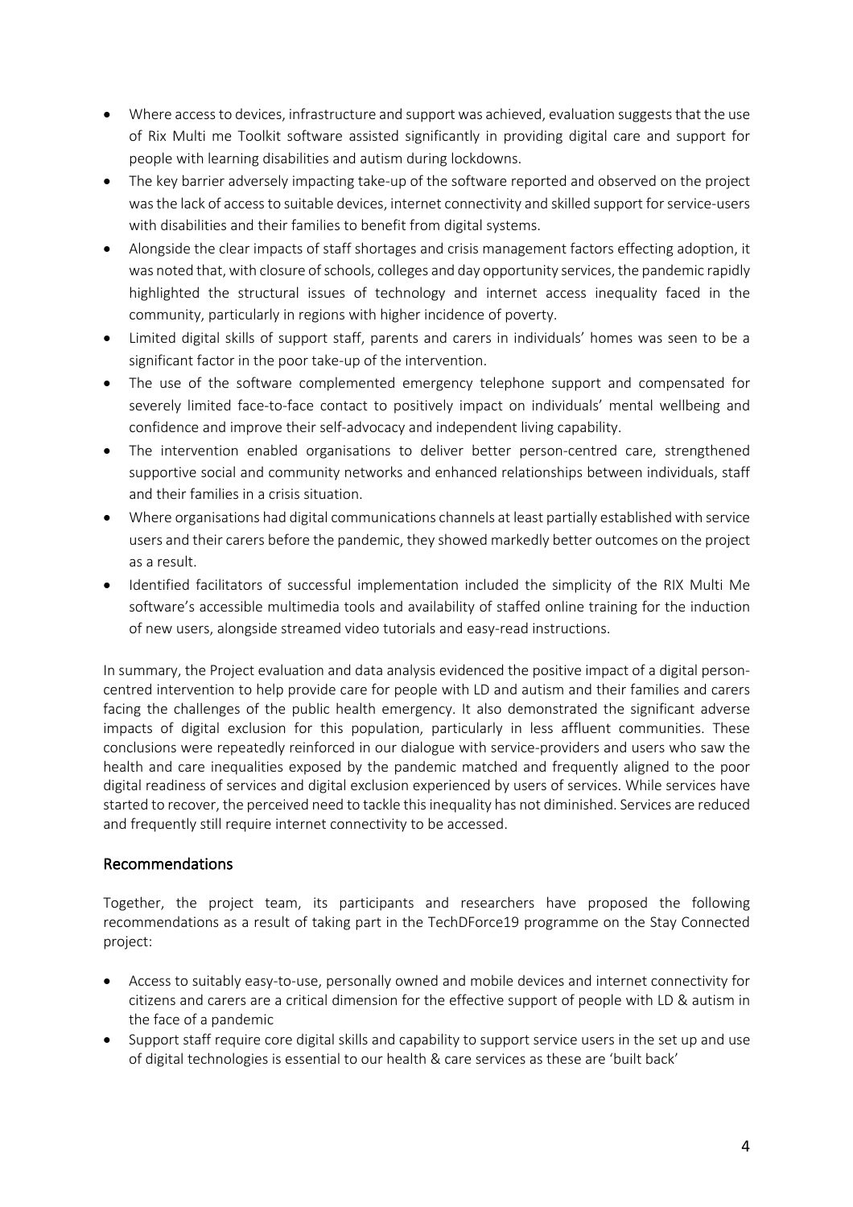- Where access to devices, infrastructure and support was achieved, evaluation suggests that the use of Rix Multi me Toolkit software assisted significantly in providing digital care and support for people with learning disabilities and autism during lockdowns.
- The key barrier adversely impacting take-up of the software reported and observed on the project was the lack of access to suitable devices, internet connectivity and skilled support for service-users with disabilities and their families to benefit from digital systems.
- Alongside the clear impacts of staff shortages and crisis management factors effecting adoption, it was noted that, with closure of schools, colleges and day opportunity services, the pandemic rapidly highlighted the structural issues of technology and internet access inequality faced in the community, particularly in regions with higher incidence of poverty.
- Limited digital skills of support staff, parents and carers in individuals' homes was seen to be a significant factor in the poor take-up of the intervention.
- The use of the software complemented emergency telephone support and compensated for severely limited face-to-face contact to positively impact on individuals' mental wellbeing and confidence and improve their self-advocacy and independent living capability.
- The intervention enabled organisations to deliver better person-centred care, strengthened supportive social and community networks and enhanced relationships between individuals, staff and their families in a crisis situation.
- Where organisations had digital communications channels at least partially established with service users and their carers before the pandemic, they showed markedly better outcomes on the project as a result.
- Identified facilitators of successful implementation included the simplicity of the RIX Multi Me software's accessible multimedia tools and availability of staffed online training for the induction of new users, alongside streamed video tutorials and easy-read instructions.

In summary, the Project evaluation and data analysis evidenced the positive impact of a digital person-centred intervention to help provide care for people with LD and autism and their families and carers facing the challenges of the public health emergency. It also demonstrated the significant adverse impacts of digital exclusion for this population, particularly in less affluent communities. These conclusions were repeatedly reinforced in our dialogue with service-providers and users who saw the health and care inequalities exposed by the pandemic matched and frequently aligned to the poor digital readiness of services and digital exclusion experienced by users of services. While services have started to recover, the perceived need to tackle this inequality has not diminished. Services are reduced and frequently still require internet connectivity to be accessed.

## Recommendations

Together, the project team, its participants and researchers have proposed the following recommendations as a result of taking part in the TechDForce19 programme on the Stay Connected project:

- Access to suitably easy-to-use, personally owned and mobile devices and internet connectivity for citizens and carers are a critical dimension for the effective support of people with LD & autism in the face of a pandemic
- Support staff require core digital skills and capability to support service users in the set up and use of digital technologies is essential to our health & care services as these are 'built back'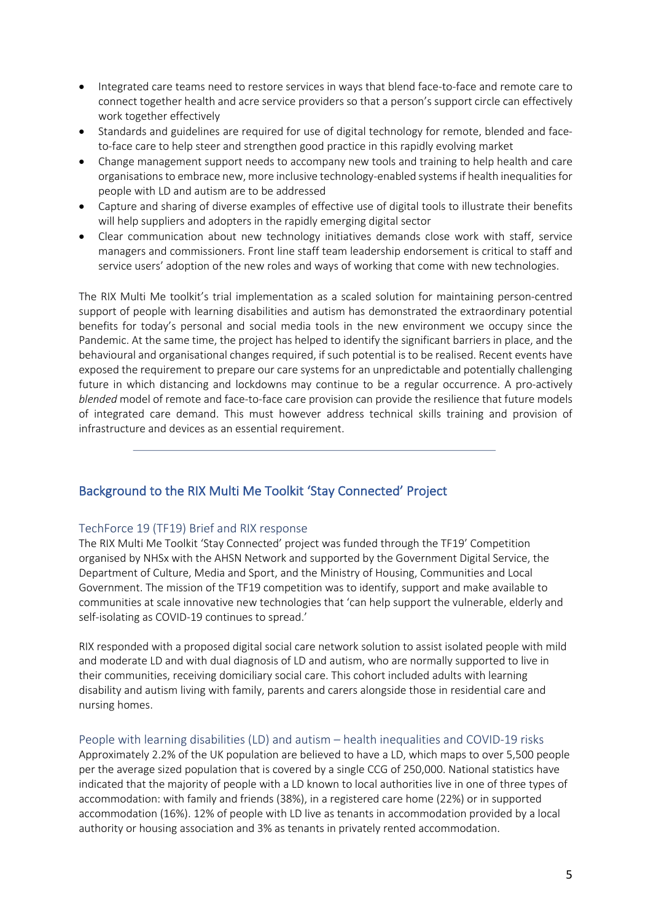- Integrated care teams need to restore services in ways that blend face-to-face and remote care to connect together health and acre service providers so that a person's support circle can effectively work together effectively
- Standards and guidelines are required for use of digital technology for remote, blended and face-to-face care to help steer and strengthen good practice in this rapidly evolving market
- Change management support needs to accompany new tools and training to help health and care organisations to embrace new, more inclusive technology-enabled systems if health inequalities for people with LD and autism are to be addressed
- Capture and sharing of diverse examples of effective use of digital tools to illustrate their benefits will help suppliers and adopters in the rapidly emerging digital sector
- Clear communication about new technology initiatives demands close work with staff, service managers and commissioners. Front line staff team leadership endorsement is critical to staff and service users' adoption of the new roles and ways of working that come with new technologies.

The RIX Multi Me toolkit's trial implementation as a scaled solution for maintaining person-centred support of people with learning disabilities and autism has demonstrated the extraordinary potential benefits for today's personal and social media tools in the new environment we occupy since the Pandemic. At the same time, the project has helped to identify the significant barriers in place, and the behavioural and organisational changes required, if such potential is to be realised. Recent events have exposed the requirement to prepare our care systems for an unpredictable and potentially challenging future in which distancing and lockdowns may continue to be a regular occurrence. A pro-actively *blended* model of remote and face-to-face care provision can provide the resilience that future models of integrated care demand. This must however address technical skills training and provision of infrastructure and devices as an essential requirement.

---

## Background to the RIX Multi Me Toolkit 'Stay Connected' Project

### TechForce 19 (TF19) Brief and RIX response

The RIX Multi Me Toolkit 'Stay Connected' project was funded through the TF19' Competition organised by NHSx with the AHSN Network and supported by the Government Digital Service, the Department of Culture, Media and Sport, and the Ministry of Housing, Communities and Local Government. The mission of the TF19 competition was to identify, support and make available to communities at scale innovative new technologies that 'can help support the vulnerable, elderly and self-isolating as COVID-19 continues to spread.'

RIX responded with a proposed digital social care network solution to assist isolated people with mild and moderate LD and with dual diagnosis of LD and autism, who are normally supported to live in their communities, receiving domiciliary social care. This cohort included adults with learning disability and autism living with family, parents and carers alongside those in residential care and nursing homes.

### People with learning disabilities (LD) and autism – health inequalities and COVID-19 risks

Approximately 2.2% of the UK population are believed to have a LD, which maps to over 5,500 people per the average sized population that is covered by a single CCG of 250,000. National statistics have indicated that the majority of people with a LD known to local authorities live in one of three types of accommodation: with family and friends (38%), in a registered care home (22%) or in supported accommodation (16%). 12% of people with LD live as tenants in accommodation provided by a local authority or housing association and 3% as tenants in privately rented accommodation.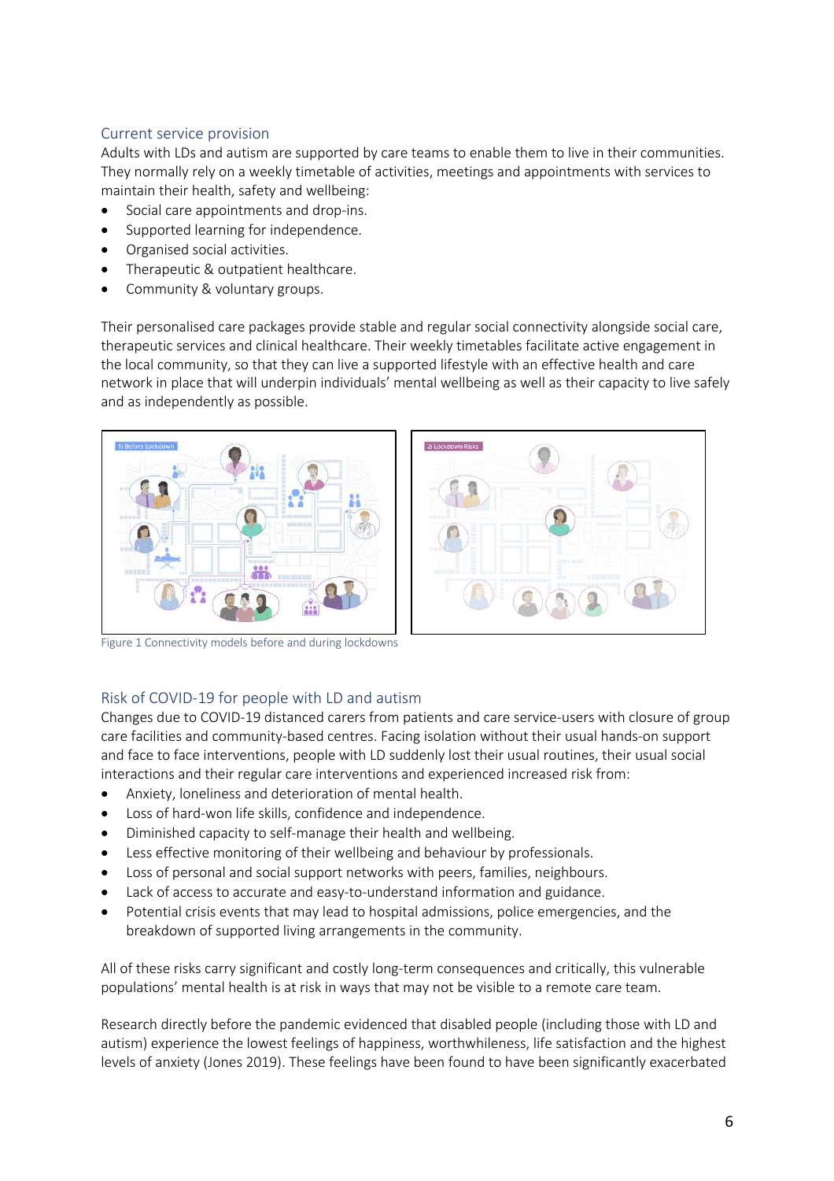## Current service provision

Adults with LDs and autism are supported by care teams to enable them to live in their communities. They normally rely on a weekly timetable of activities, meetings and appointments with services to maintain their health, safety and wellbeing:

- Social care appointments and drop-ins.
- Supported learning for independence.
- Organised social activities.
- Therapeutic & outpatient healthcare.
- Community & voluntary groups.

Their personalised care packages provide stable and regular social connectivity alongside social care, therapeutic services and clinical healthcare. Their weekly timetables facilitate active engagement in the local community, so that they can live a supported lifestyle with an effective health and care network in place that will underpin individuals' mental wellbeing as well as their capacity to live safely and as independently as possible.

Figure 1 Connectivity models before and during lockdowns

## Risk of COVID-19 for people with LD and autism

Changes due to COVID-19 distanced carers from patients and care service-users with closure of group care facilities and community-based centres. Facing isolation without their usual hands-on support and face to face interventions, people with LD suddenly lost their usual routines, their usual social interactions and their regular care interventions and experienced increased risk from:

- Anxiety, loneliness and deterioration of mental health.
- Loss of hard-won life skills, confidence and independence.
- Diminished capacity to self-manage their health and wellbeing.
- Less effective monitoring of their wellbeing and behaviour by professionals.
- Loss of personal and social support networks with peers, families, neighbours.
- Lack of access to accurate and easy-to-understand information and guidance.
- Potential crisis events that may lead to hospital admissions, police emergencies, and the breakdown of supported living arrangements in the community.

All of these risks carry significant and costly long-term consequences and critically, this vulnerable populations' mental health is at risk in ways that may not be visible to a remote care team.

Research directly before the pandemic evidenced that disabled people (including those with LD and autism) experience the lowest feelings of happiness, worthwhileness, life satisfaction and the highest levels of anxiety (Jones 2019). These feelings have been found to have been significantly exacerbated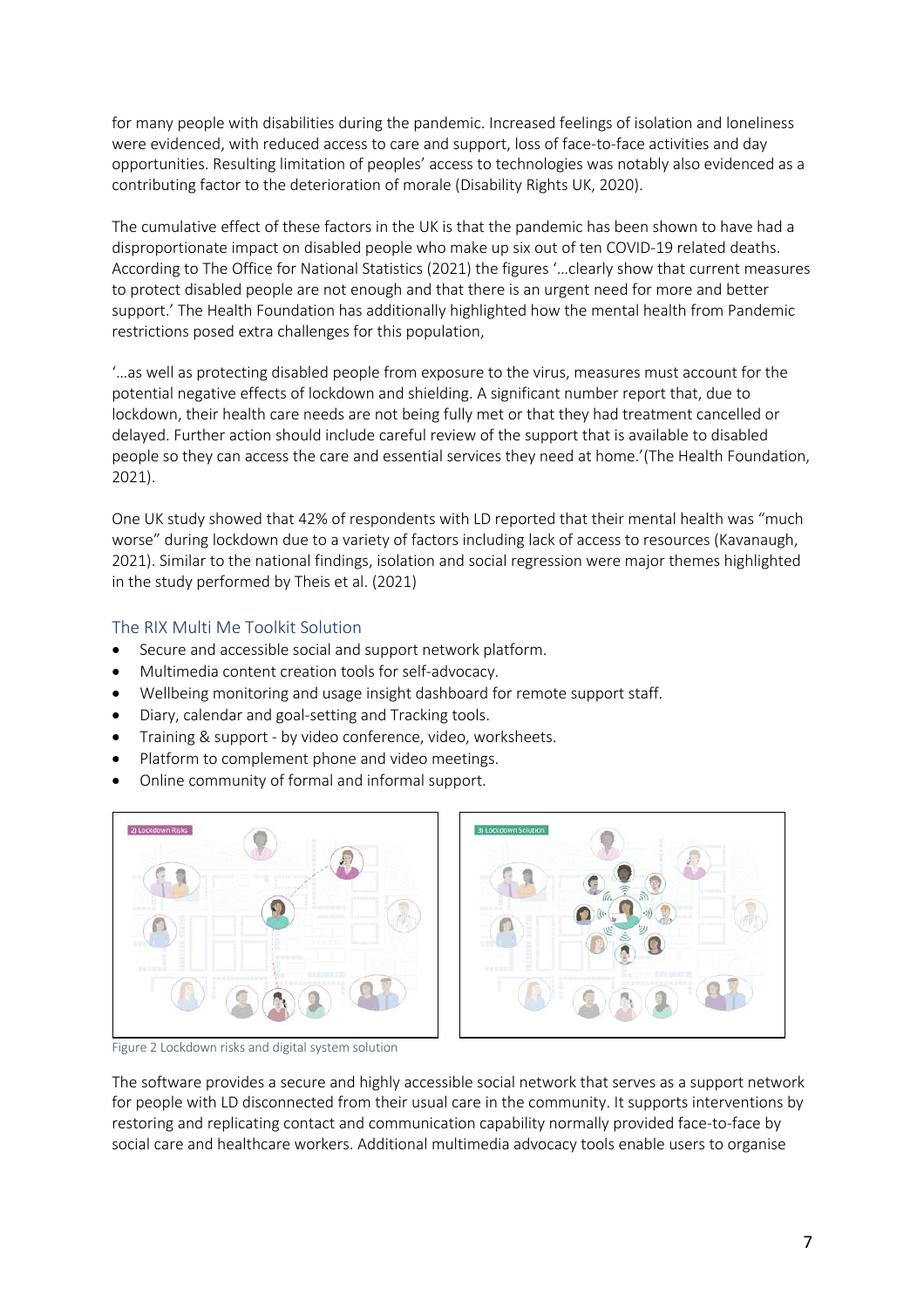for many people with disabilities during the pandemic. Increased feelings of isolation and loneliness were evidenced, with reduced access to care and support, loss of face-to-face activities and day opportunities. Resulting limitation of peoples' access to technologies was notably also evidenced as a contributing factor to the deterioration of morale (Disability Rights UK, 2020).

The cumulative effect of these factors in the UK is that the pandemic has been shown to have had a disproportionate impact on disabled people who make up six out of ten COVID-19 related deaths. According to The Office for National Statistics (2021) the figures '...clearly show that current measures to protect disabled people are not enough and that there is an urgent need for more and better support.' The Health Foundation has additionally highlighted how the mental health from Pandemic restrictions posed extra challenges for this population,

'...as well as protecting disabled people from exposure to the virus, measures must account for the potential negative effects of lockdown and shielding. A significant number report that, due to lockdown, their health care needs are not being fully met or that they had treatment cancelled or delayed. Further action should include careful review of the support that is available to disabled people so they can access the care and essential services they need at home.'(The Health Foundation, 2021).

One UK study showed that 42% of respondents with LD reported that their mental health was "much worse" during lockdown due to a variety of factors including lack of access to resources (Kavanaugh, 2021). Similar to the national findings, isolation and social regression were major themes highlighted in the study performed by Theis et al. (2021)

## The RIX Multi Me Toolkit Solution

- Secure and accessible social and support network platform.
- Multimedia content creation tools for self-advocacy.
- Wellbeing monitoring and usage insight dashboard for remote support staff.
- Diary, calendar and goal-setting and Tracking tools.
- Training & support - by video conference, video, worksheets.
- Platform to complement phone and video meetings.
- Online community of formal and informal support.

Figure 2 Lockdown risks and digital system solution

The software provides a secure and highly accessible social network that serves as a support network for people with LD disconnected from their usual care in the community. It supports interventions by restoring and replicating contact and communication capability normally provided face-to-face by social care and healthcare workers. Additional multimedia advocacy tools enable users to organise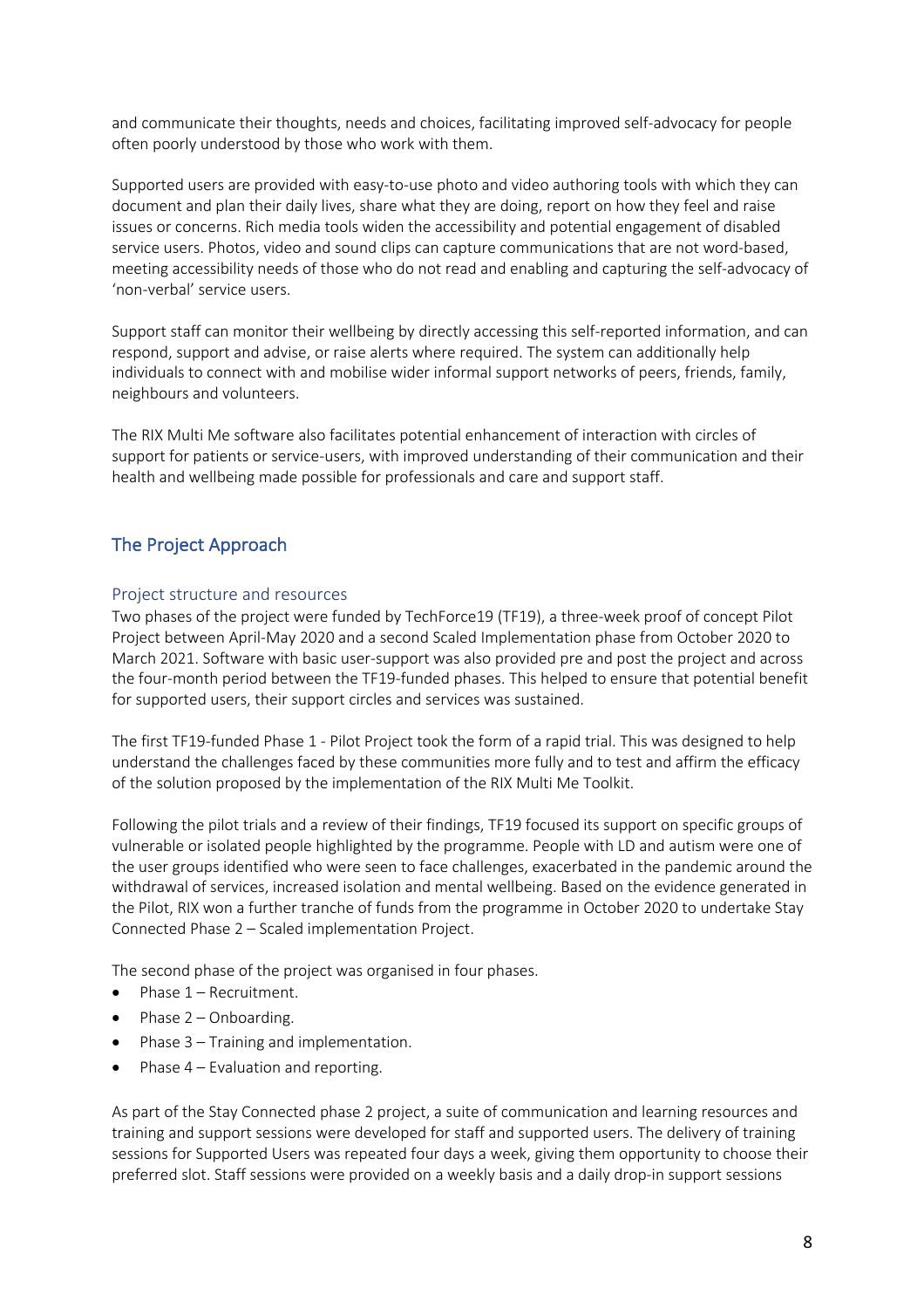and communicate their thoughts, needs and choices, facilitating improved self-advocacy for people often poorly understood by those who work with them.

Supported users are provided with easy-to-use photo and video authoring tools with which they can document and plan their daily lives, share what they are doing, report on how they feel and raise issues or concerns. Rich media tools widen the accessibility and potential engagement of disabled service users. Photos, video and sound clips can capture communications that are not word-based, meeting accessibility needs of those who do not read and enabling and capturing the self-advocacy of 'non-verbal' service users.

Support staff can monitor their wellbeing by directly accessing this self-reported information, and can respond, support and advise, or raise alerts where required. The system can additionally help individuals to connect with and mobilise wider informal support networks of peers, friends, family, neighbours and volunteers.

The RIX Multi Me software also facilitates potential enhancement of interaction with circles of support for patients or service-users, with improved understanding of their communication and their health and wellbeing made possible for professionals and care and support staff.

## The Project Approach

### Project structure and resources

Two phases of the project were funded by TechForce19 (TF19), a three-week proof of concept Pilot Project between April-May 2020 and a second Scaled Implementation phase from October 2020 to March 2021. Software with basic user-support was also provided pre and post the project and across the four-month period between the TF19-funded phases. This helped to ensure that potential benefit for supported users, their support circles and services was sustained.

The first TF19-funded Phase 1 - Pilot Project took the form of a rapid trial. This was designed to help understand the challenges faced by these communities more fully and to test and affirm the efficacy of the solution proposed by the implementation of the RIX Multi Me Toolkit.

Following the pilot trials and a review of their findings, TF19 focused its support on specific groups of vulnerable or isolated people highlighted by the programme. People with LD and autism were one of the user groups identified who were seen to face challenges, exacerbated in the pandemic around the withdrawal of services, increased isolation and mental wellbeing. Based on the evidence generated in the Pilot, RIX won a further tranche of funds from the programme in October 2020 to undertake Stay Connected Phase 2 – Scaled implementation Project.

The second phase of the project was organised in four phases.

- Phase 1 – Recruitment.
- Phase 2 – Onboarding.
- Phase 3 – Training and implementation.
- Phase 4 – Evaluation and reporting.

As part of the Stay Connected phase 2 project, a suite of communication and learning resources and training and support sessions were developed for staff and supported users. The delivery of training sessions for Supported Users was repeated four days a week, giving them opportunity to choose their preferred slot. Staff sessions were provided on a weekly basis and a daily drop-in support sessions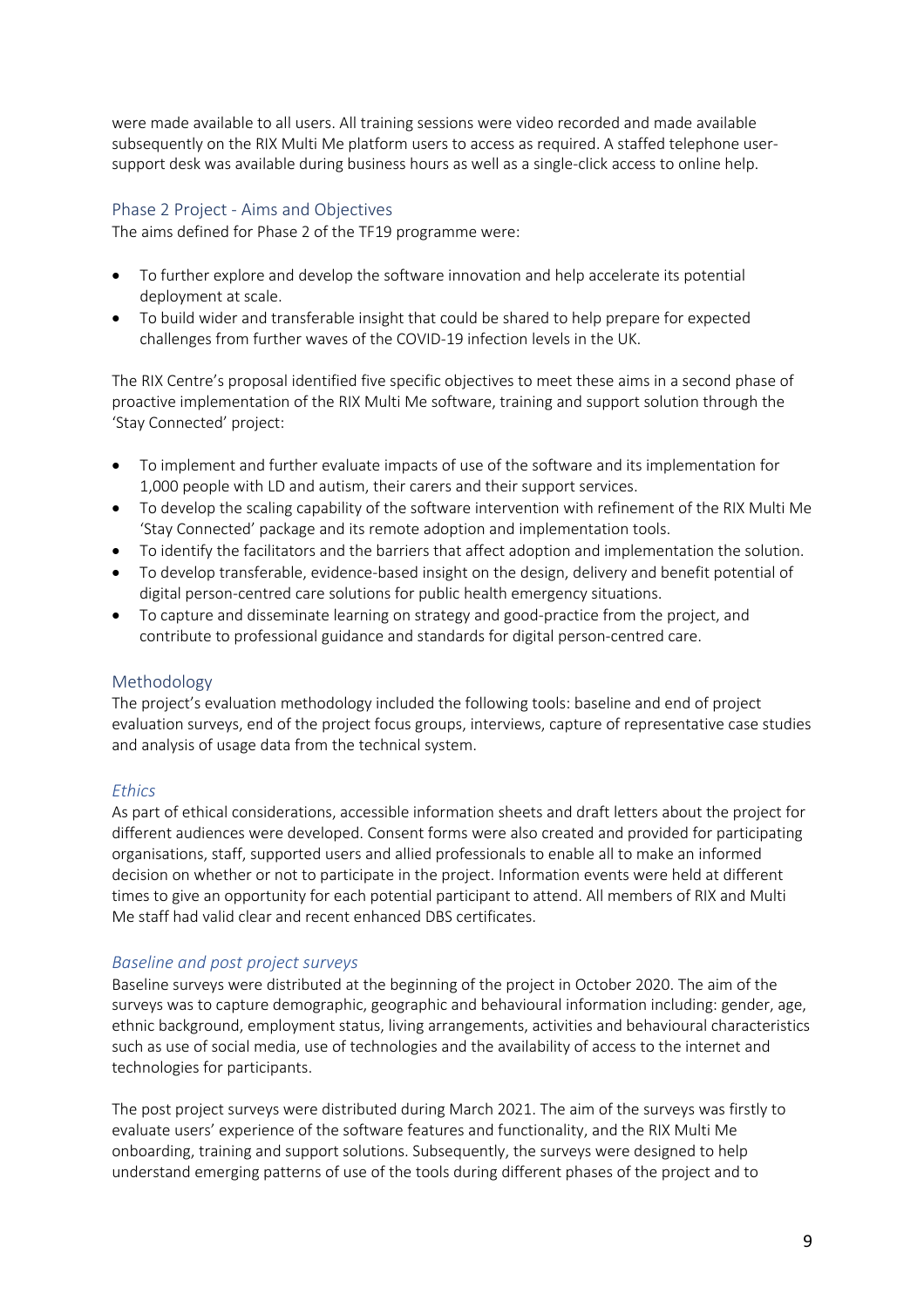were made available to all users. All training sessions were video recorded and made available subsequently on the RIX Multi Me platform users to access as required. A staffed telephone user-support desk was available during business hours as well as a single-click access to online help.

## Phase 2 Project - Aims and Objectives

The aims defined for Phase 2 of the TF19 programme were:

- To further explore and develop the software innovation and help accelerate its potential deployment at scale.
- To build wider and transferable insight that could be shared to help prepare for expected challenges from further waves of the COVID-19 infection levels in the UK.

The RIX Centre's proposal identified five specific objectives to meet these aims in a second phase of proactive implementation of the RIX Multi Me software, training and support solution through the 'Stay Connected' project:

- To implement and further evaluate impacts of use of the software and its implementation for 1,000 people with LD and autism, their carers and their support services.
- To develop the scaling capability of the software intervention with refinement of the RIX Multi Me 'Stay Connected' package and its remote adoption and implementation tools.
- To identify the facilitators and the barriers that affect adoption and implementation the solution.
- To develop transferable, evidence-based insight on the design, delivery and benefit potential of digital person-centred care solutions for public health emergency situations.
- To capture and disseminate learning on strategy and good-practice from the project, and contribute to professional guidance and standards for digital person-centred care.

## Methodology

The project's evaluation methodology included the following tools: baseline and end of project evaluation surveys, end of the project focus groups, interviews, capture of representative case studies and analysis of usage data from the technical system.

### *Ethics*

As part of ethical considerations, accessible information sheets and draft letters about the project for different audiences were developed. Consent forms were also created and provided for participating organisations, staff, supported users and allied professionals to enable all to make an informed decision on whether or not to participate in the project. Information events were held at different times to give an opportunity for each potential participant to attend. All members of RIX and Multi Me staff had valid clear and recent enhanced DBS certificates.

### *Baseline and post project surveys*

Baseline surveys were distributed at the beginning of the project in October 2020. The aim of the surveys was to capture demographic, geographic and behavioural information including: gender, age, ethnic background, employment status, living arrangements, activities and behavioural characteristics such as use of social media, use of technologies and the availability of access to the internet and technologies for participants.

The post project surveys were distributed during March 2021. The aim of the surveys was firstly to evaluate users' experience of the software features and functionality, and the RIX Multi Me onboarding, training and support solutions. Subsequently, the surveys were designed to help understand emerging patterns of use of the tools during different phases of the project and to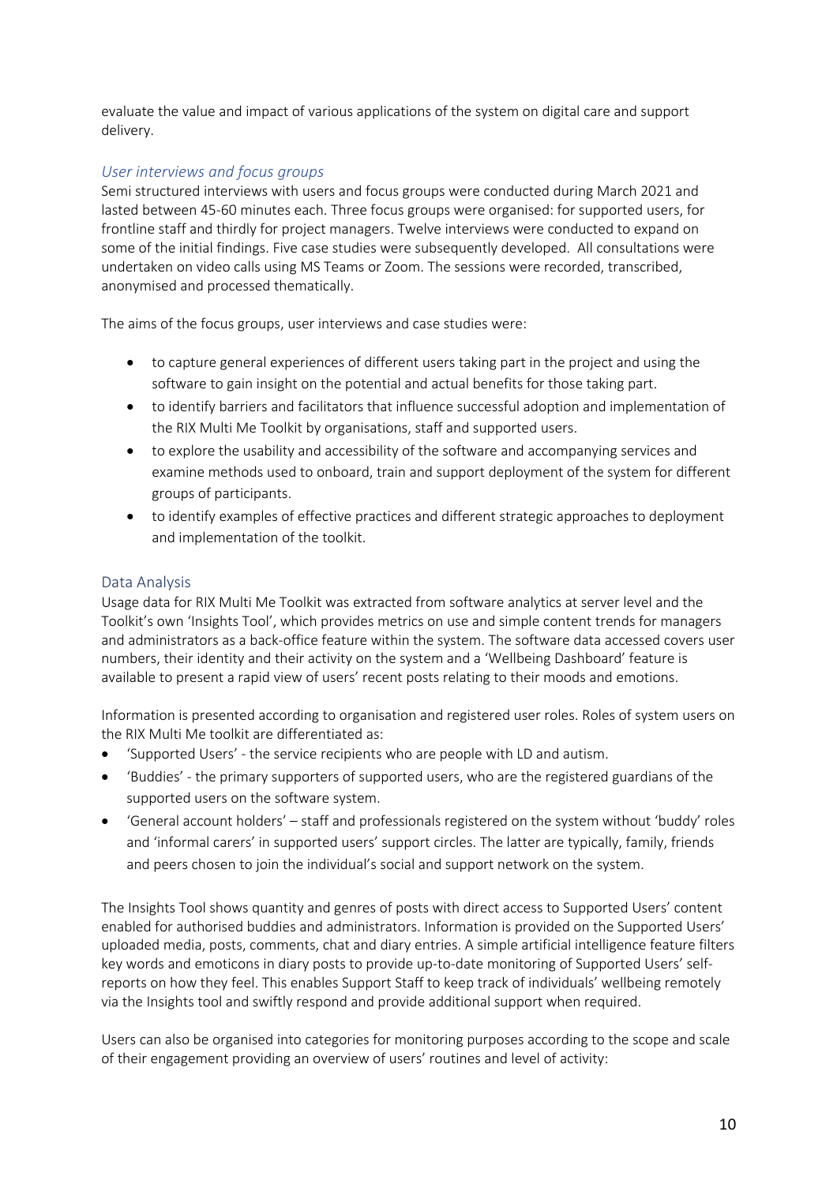evaluate the value and impact of various applications of the system on digital care and support delivery.

### *User interviews and focus groups*

Semi structured interviews with users and focus groups were conducted during March 2021 and lasted between 45-60 minutes each. Three focus groups were organised: for supported users, for frontline staff and thirdly for project managers. Twelve interviews were conducted to expand on some of the initial findings. Five case studies were subsequently developed. All consultations were undertaken on video calls using MS Teams or Zoom. The sessions were recorded, transcribed, anonymised and processed thematically.

The aims of the focus groups, user interviews and case studies were:

- to capture general experiences of different users taking part in the project and using the software to gain insight on the potential and actual benefits for those taking part.
- to identify barriers and facilitators that influence successful adoption and implementation of the RIX Multi Me Toolkit by organisations, staff and supported users.
- to explore the usability and accessibility of the software and accompanying services and examine methods used to onboard, train and support deployment of the system for different groups of participants.
- to identify examples of effective practices and different strategic approaches to deployment and implementation of the toolkit.

## Data Analysis

Usage data for RIX Multi Me Toolkit was extracted from software analytics at server level and the Toolkit's own 'Insights Tool', which provides metrics on use and simple content trends for managers and administrators as a back-office feature within the system. The software data accessed covers user numbers, their identity and their activity on the system and a 'Wellbeing Dashboard' feature is available to present a rapid view of users' recent posts relating to their moods and emotions.

Information is presented according to organisation and registered user roles. Roles of system users on the RIX Multi Me toolkit are differentiated as:

- 'Supported Users' - the service recipients who are people with LD and autism.
- 'Buddies' - the primary supporters of supported users, who are the registered guardians of the supported users on the software system.
- 'General account holders' – staff and professionals registered on the system without 'buddy' roles and 'informal carers' in supported users' support circles. The latter are typically, family, friends and peers chosen to join the individual's social and support network on the system.

The Insights Tool shows quantity and genres of posts with direct access to Supported Users' content enabled for authorised buddies and administrators. Information is provided on the Supported Users' uploaded media, posts, comments, chat and diary entries. A simple artificial intelligence feature filters key words and emoticons in diary posts to provide up-to-date monitoring of Supported Users' self-reports on how they feel. This enables Support Staff to keep track of individuals' wellbeing remotely via the Insights tool and swiftly respond and provide additional support when required.

Users can also be organised into categories for monitoring purposes according to the scope and scale of their engagement providing an overview of users' routines and level of activity: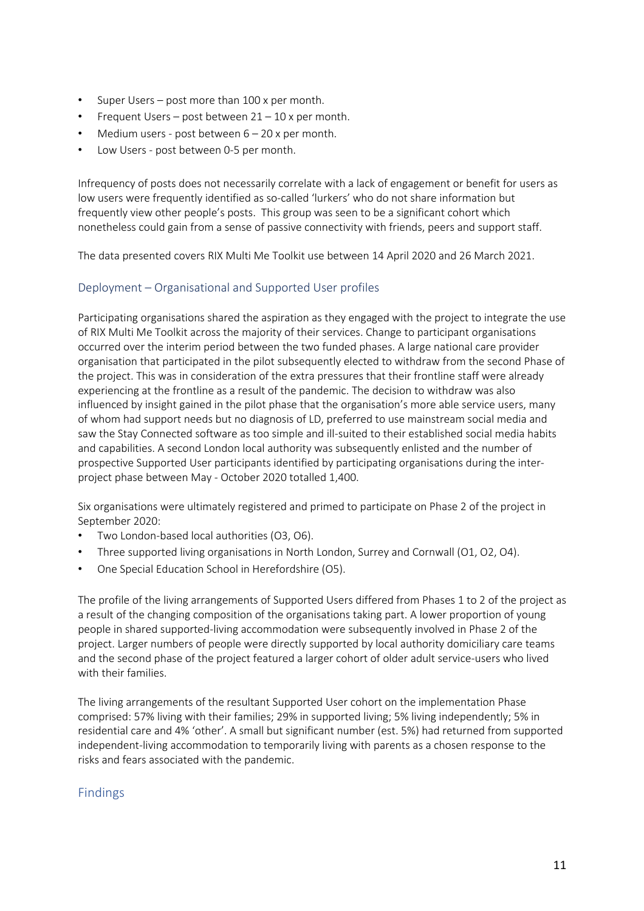- Super Users – post more than 100 x per month.
- Frequent Users – post between 21 – 10 x per month.
- Medium users - post between 6 – 20 x per month.
- Low Users - post between 0-5 per month.

Infrequency of posts does not necessarily correlate with a lack of engagement or benefit for users as low users were frequently identified as so-called 'lurkers' who do not share information but frequently view other people's posts. This group was seen to be a significant cohort which nonetheless could gain from a sense of passive connectivity with friends, peers and support staff.

The data presented covers RIX Multi Me Toolkit use between 14 April 2020 and 26 March 2021.

## Deployment – Organisational and Supported User profiles

Participating organisations shared the aspiration as they engaged with the project to integrate the use of RIX Multi Me Toolkit across the majority of their services. Change to participant organisations occurred over the interim period between the two funded phases. A large national care provider organisation that participated in the pilot subsequently elected to withdraw from the second Phase of the project. This was in consideration of the extra pressures that their frontline staff were already experiencing at the frontline as a result of the pandemic. The decision to withdraw was also influenced by insight gained in the pilot phase that the organisation's more able service users, many of whom had support needs but no diagnosis of LD, preferred to use mainstream social media and saw the Stay Connected software as too simple and ill-suited to their established social media habits and capabilities. A second London local authority was subsequently enlisted and the number of prospective Supported User participants identified by participating organisations during the inter-project phase between May - October 2020 totalled 1,400.

Six organisations were ultimately registered and primed to participate on Phase 2 of the project in September 2020:

- Two London-based local authorities (O3, O6).
- Three supported living organisations in North London, Surrey and Cornwall (O1, O2, O4).
- One Special Education School in Herefordshire (O5).

The profile of the living arrangements of Supported Users differed from Phases 1 to 2 of the project as a result of the changing composition of the organisations taking part. A lower proportion of young people in shared supported-living accommodation were subsequently involved in Phase 2 of the project. Larger numbers of people were directly supported by local authority domiciliary care teams and the second phase of the project featured a larger cohort of older adult service-users who lived with their families.

The living arrangements of the resultant Supported User cohort on the implementation Phase comprised: 57% living with their families; 29% in supported living; 5% living independently; 5% in residential care and 4% 'other'. A small but significant number (est. 5%) had returned from supported independent-living accommodation to temporarily living with parents as a chosen response to the risks and fears associated with the pandemic.

## Findings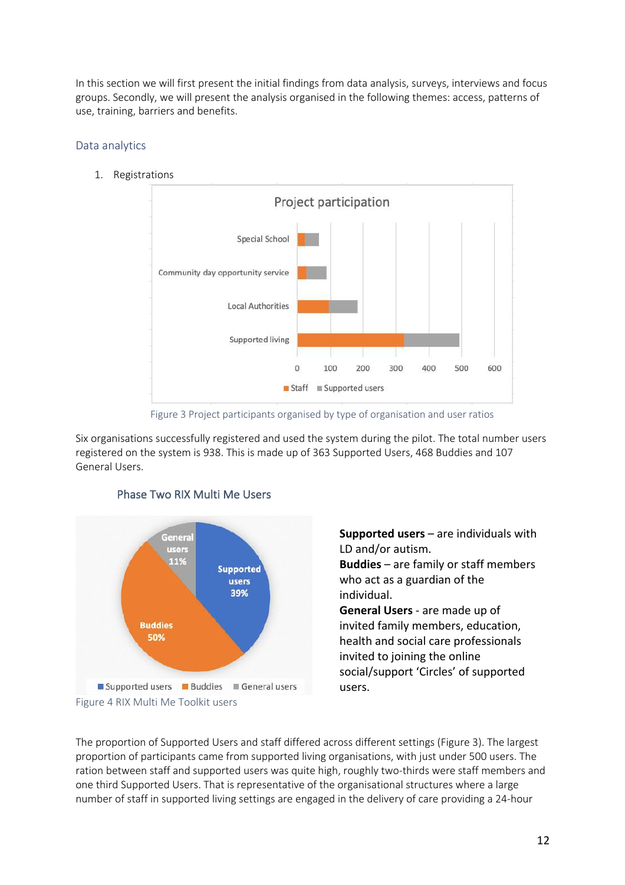In this section we will first present the initial findings from data analysis, surveys, interviews and focus groups. Secondly, we will present the analysis organised in the following themes: access, patterns of use, training, barriers and benefits.

## Data analytics

1. Registrations

Figure 3 Project participants organised by type of organisation and user ratios

Six organisations successfully registered and used the system during the pilot. The total number users registered on the system is 938. This is made up of 363 Supported Users, 468 Buddies and 107 General Users.

### Phase Two RIX Multi Me Users

Figure 4 RIX Multi Me Toolkit users

**Supported users** – are individuals with LD and/or autism.
**Buddies** – are family or staff members who act as a guardian of the individual.
**General Users** - are made up of invited family members, education, health and social care professionals invited to joining the online social/support 'Circles' of supported users.

The proportion of Supported Users and staff differed across different settings (Figure 3). The largest proportion of participants came from supported living organisations, with just under 500 users. The ration between staff and supported users was quite high, roughly two-thirds were staff members and one third Supported Users. That is representative of the organisational structures where a large number of staff in supported living settings are engaged in the delivery of care providing a 24-hour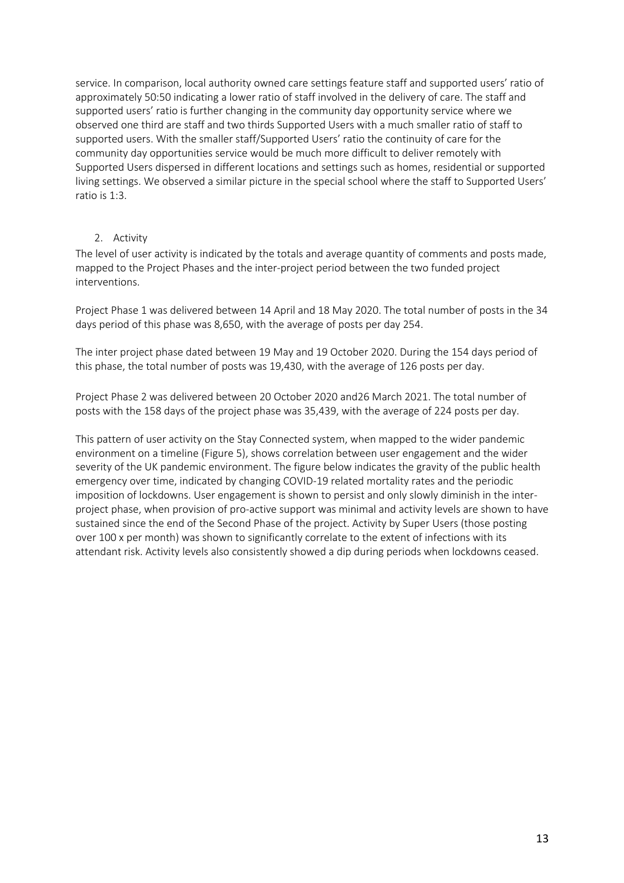service. In comparison, local authority owned care settings feature staff and supported users' ratio of approximately 50:50 indicating a lower ratio of staff involved in the delivery of care. The staff and supported users' ratio is further changing in the community day opportunity service where we observed one third are staff and two thirds Supported Users with a much smaller ratio of staff to supported users. With the smaller staff/Supported Users' ratio the continuity of care for the community day opportunities service would be much more difficult to deliver remotely with Supported Users dispersed in different locations and settings such as homes, residential or supported living settings. We observed a similar picture in the special school where the staff to Supported Users' ratio is 1:3.

2. Activity

The level of user activity is indicated by the totals and average quantity of comments and posts made, mapped to the Project Phases and the inter-project period between the two funded project interventions.

Project Phase 1 was delivered between 14 April and 18 May 2020. The total number of posts in the 34 days period of this phase was 8,650, with the average of posts per day 254.

The inter project phase dated between 19 May and 19 October 2020. During the 154 days period of this phase, the total number of posts was 19,430, with the average of 126 posts per day.

Project Phase 2 was delivered between 20 October 2020 and26 March 2021. The total number of posts with the 158 days of the project phase was 35,439, with the average of 224 posts per day.

This pattern of user activity on the Stay Connected system, when mapped to the wider pandemic environment on a timeline (Figure 5), shows correlation between user engagement and the wider severity of the UK pandemic environment. The figure below indicates the gravity of the public health emergency over time, indicated by changing COVID-19 related mortality rates and the periodic imposition of lockdowns. User engagement is shown to persist and only slowly diminish in the inter-project phase, when provision of pro-active support was minimal and activity levels are shown to have sustained since the end of the Second Phase of the project. Activity by Super Users (those posting over 100 x per month) was shown to significantly correlate to the extent of infections with its attendant risk. Activity levels also consistently showed a dip during periods when lockdowns ceased.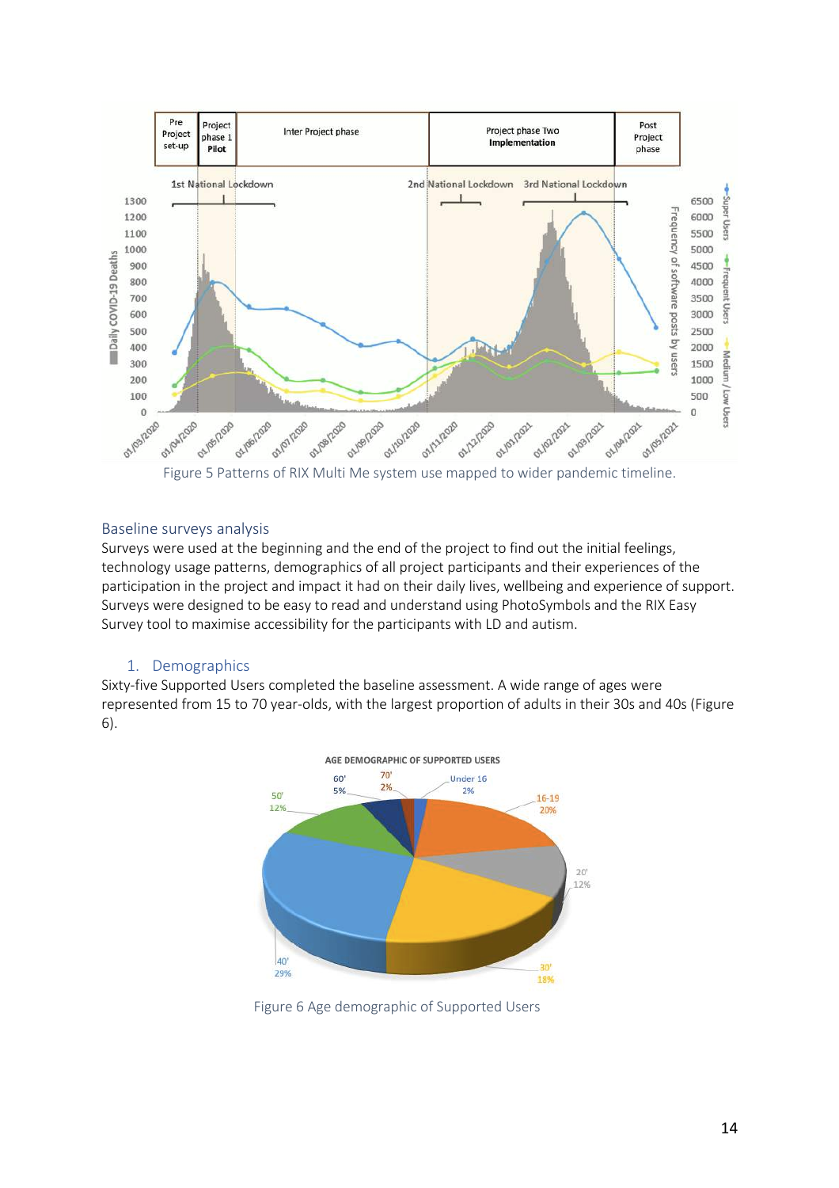Figure 5 Patterns of RIX Multi Me system use mapped to wider pandemic timeline.

## Baseline surveys analysis

Surveys were used at the beginning and the end of the project to find out the initial feelings, technology usage patterns, demographics of all project participants and their experiences of the participation in the project and impact it had on their daily lives, wellbeing and experience of support. Surveys were designed to be easy to read and understand using PhotoSymbols and the RIX Easy Survey tool to maximise accessibility for the participants with LD and autism.

### 1. Demographics

Sixty-five Supported Users completed the baseline assessment. A wide range of ages were represented from 15 to 70 year-olds, with the largest proportion of adults in their 30s and 40s (Figure 6).

Figure 6 Age demographic of Supported Users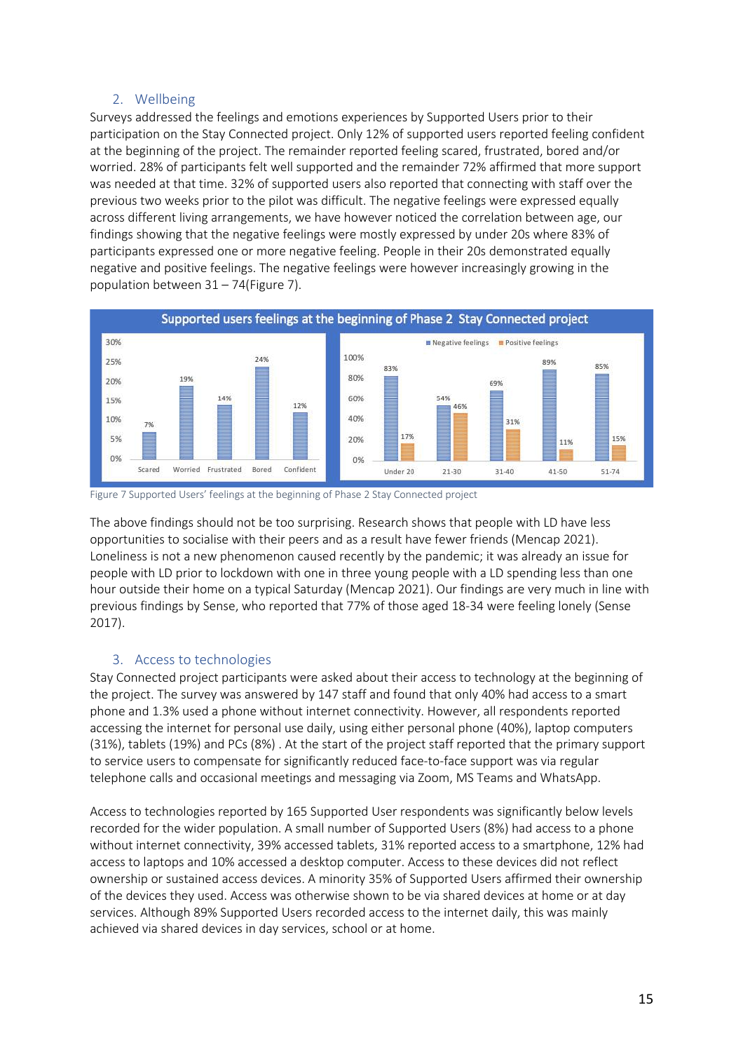## 2. Wellbeing

Surveys addressed the feelings and emotions experiences by Supported Users prior to their participation on the Stay Connected project. Only 12% of supported users reported feeling confident at the beginning of the project. The remainder reported feeling scared, frustrated, bored and/or worried. 28% of participants felt well supported and the remainder 72% affirmed that more support was needed at that time. 32% of supported users also reported that connecting with staff over the previous two weeks prior to the pilot was difficult. The negative feelings were expressed equally across different living arrangements, we have however noticed the correlation between age, our findings showing that the negative feelings were mostly expressed by under 20s where 83% of participants expressed one or more negative feeling. People in their 20s demonstrated equally negative and positive feelings. The negative feelings were however increasingly growing in the population between 31 – 74(Figure 7).

Figure 7 Supported Users' feelings at the beginning of Phase 2 Stay Connected project

The above findings should not be too surprising. Research shows that people with LD have less opportunities to socialise with their peers and as a result have fewer friends (Mencap 2021). Loneliness is not a new phenomenon caused recently by the pandemic; it was already an issue for people with LD prior to lockdown with one in three young people with a LD spending less than one hour outside their home on a typical Saturday (Mencap 2021). Our findings are very much in line with previous findings by Sense, who reported that 77% of those aged 18-34 were feeling lonely (Sense 2017).

## 3. Access to technologies

Stay Connected project participants were asked about their access to technology at the beginning of the project. The survey was answered by 147 staff and found that only 40% had access to a smart phone and 1.3% used a phone without internet connectivity. However, all respondents reported accessing the internet for personal use daily, using either personal phone (40%), laptop computers (31%), tablets (19%) and PCs (8%) . At the start of the project staff reported that the primary support to service users to compensate for significantly reduced face-to-face support was via regular telephone calls and occasional meetings and messaging via Zoom, MS Teams and WhatsApp.

Access to technologies reported by 165 Supported User respondents was significantly below levels recorded for the wider population. A small number of Supported Users (8%) had access to a phone without internet connectivity, 39% accessed tablets, 31% reported access to a smartphone, 12% had access to laptops and 10% accessed a desktop computer. Access to these devices did not reflect ownership or sustained access devices. A minority 35% of Supported Users affirmed their ownership of the devices they used. Access was otherwise shown to be via shared devices at home or at day services. Although 89% Supported Users recorded access to the internet daily, this was mainly achieved via shared devices in day services, school or at home.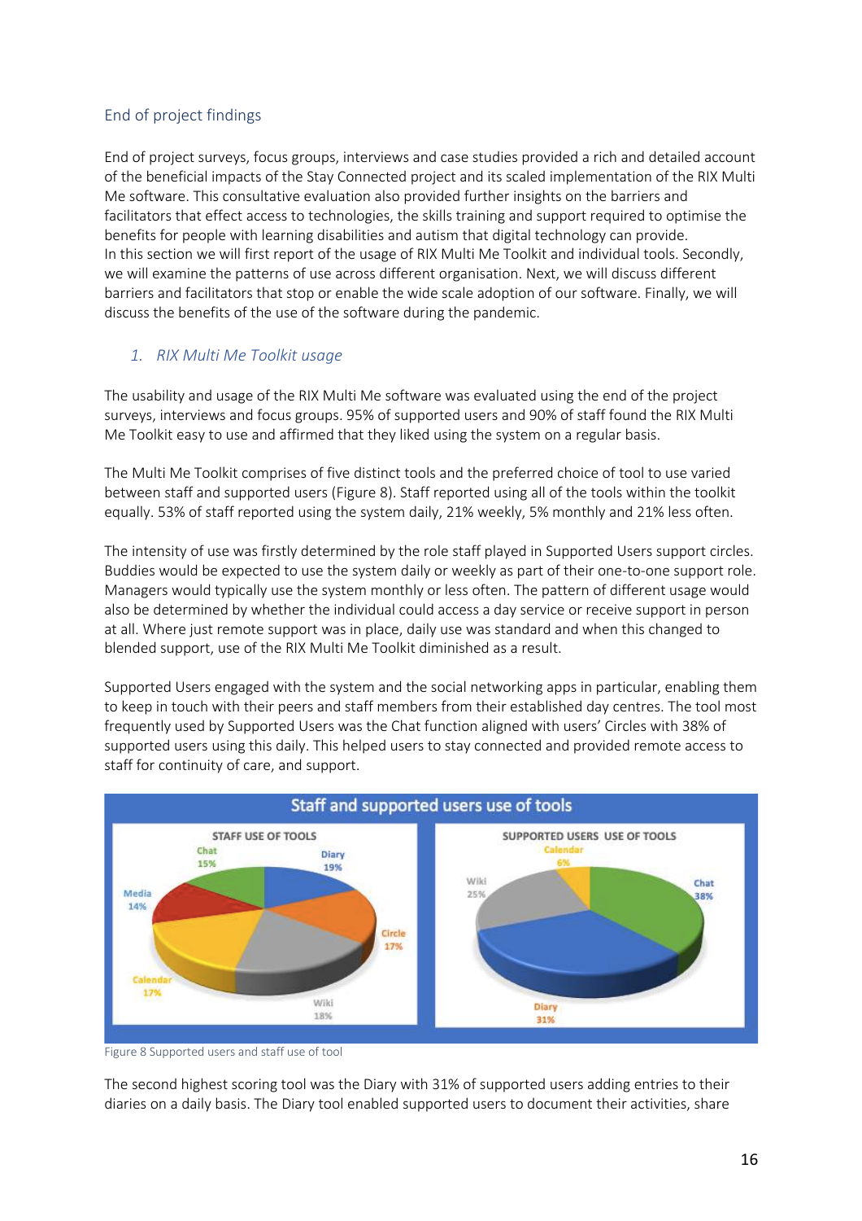## End of project findings

End of project surveys, focus groups, interviews and case studies provided a rich and detailed account of the beneficial impacts of the Stay Connected project and its scaled implementation of the RIX Multi Me software. This consultative evaluation also provided further insights on the barriers and facilitators that effect access to technologies, the skills training and support required to optimise the benefits for people with learning disabilities and autism that digital technology can provide.
In this section we will first report of the usage of RIX Multi Me Toolkit and individual tools. Secondly, we will examine the patterns of use across different organisation. Next, we will discuss different barriers and facilitators that stop or enable the wide scale adoption of our software. Finally, we will discuss the benefits of the use of the software during the pandemic.

### *1. RIX Multi Me Toolkit usage*

The usability and usage of the RIX Multi Me software was evaluated using the end of the project surveys, interviews and focus groups. 95% of supported users and 90% of staff found the RIX Multi Me Toolkit easy to use and affirmed that they liked using the system on a regular basis.

The Multi Me Toolkit comprises of five distinct tools and the preferred choice of tool to use varied between staff and supported users (Figure 8). Staff reported using all of the tools within the toolkit equally. 53% of staff reported using the system daily, 21% weekly, 5% monthly and 21% less often.

The intensity of use was firstly determined by the role staff played in Supported Users support circles. Buddies would be expected to use the system daily or weekly as part of their one-to-one support role. Managers would typically use the system monthly or less often. The pattern of different usage would also be determined by whether the individual could access a day service or receive support in person at all. Where just remote support was in place, daily use was standard and when this changed to blended support, use of the RIX Multi Me Toolkit diminished as a result.

Supported Users engaged with the system and the social networking apps in particular, enabling them to keep in touch with their peers and staff members from their established day centres. The tool most frequently used by Supported Users was the Chat function aligned with users' Circles with 38% of supported users using this daily. This helped users to stay connected and provided remote access to staff for continuity of care, and support.

**Staff and supported users use of tools**

| STAFF USE OF TOOLS | |
|---|---|
| Diary | 19% |
| Circle | 17% |
| Wiki | 18% |
| Calendar | 17% |
| Media | 14% |
| Chat | 15% |

| SUPPORTED USERS USE OF TOOLS | |
|---|---|
| Chat | 38% |
| Diary | 31% |
| Wiki | 25% |
| Calendar | 6% |

Figure 8 Supported users and staff use of tool

The second highest scoring tool was the Diary with 31% of supported users adding entries to their diaries on a daily basis. The Diary tool enabled supported users to document their activities, share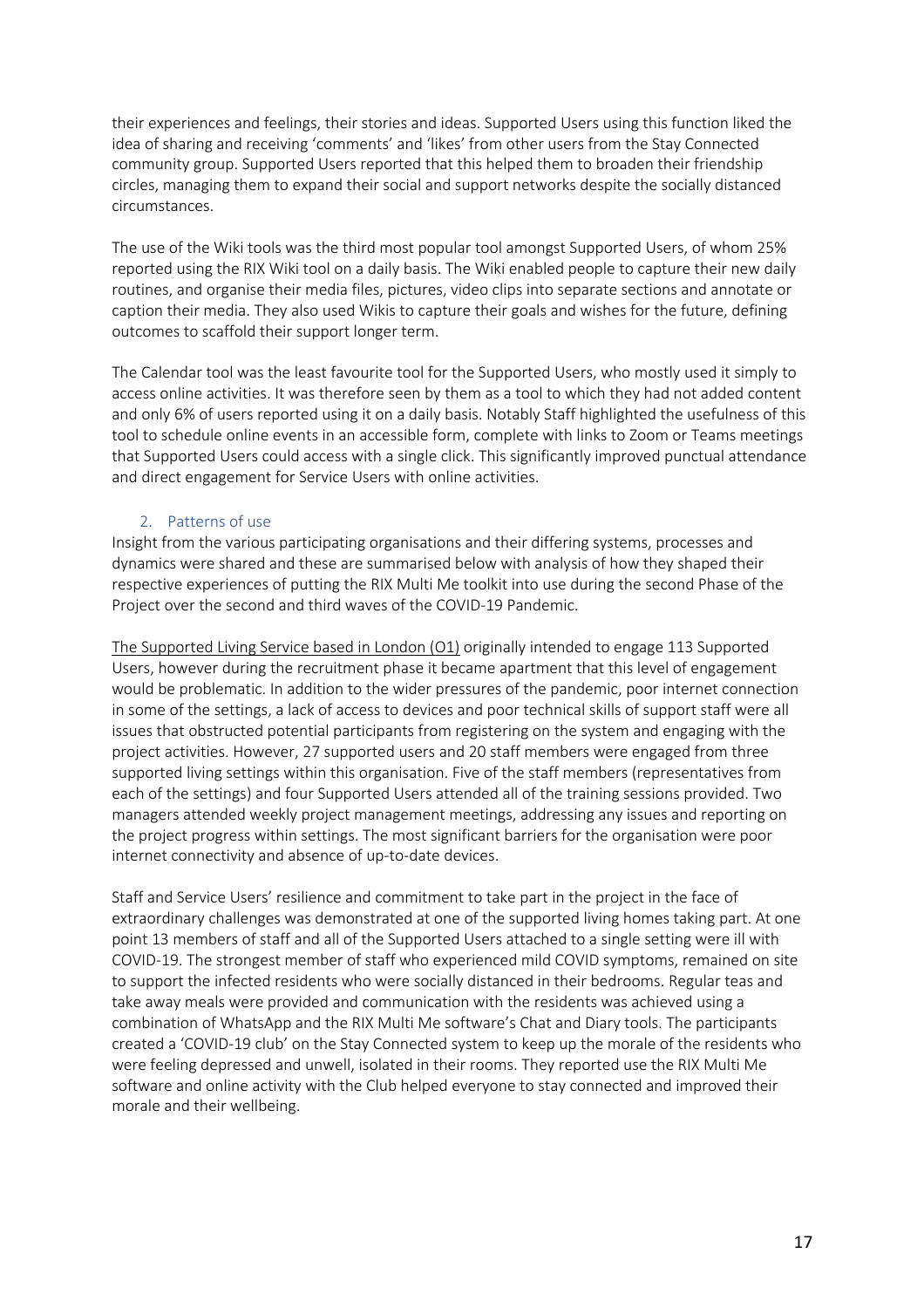their experiences and feelings, their stories and ideas. Supported Users using this function liked the idea of sharing and receiving 'comments' and 'likes' from other users from the Stay Connected community group. Supported Users reported that this helped them to broaden their friendship circles, managing them to expand their social and support networks despite the socially distanced circumstances.

The use of the Wiki tools was the third most popular tool amongst Supported Users, of whom 25% reported using the RIX Wiki tool on a daily basis. The Wiki enabled people to capture their new daily routines, and organise their media files, pictures, video clips into separate sections and annotate or caption their media. They also used Wikis to capture their goals and wishes for the future, defining outcomes to scaffold their support longer term.

The Calendar tool was the least favourite tool for the Supported Users, who mostly used it simply to access online activities. It was therefore seen by them as a tool to which they had not added content and only 6% of users reported using it on a daily basis. Notably Staff highlighted the usefulness of this tool to schedule online events in an accessible form, complete with links to Zoom or Teams meetings that Supported Users could access with a single click. This significantly improved punctual attendance and direct engagement for Service Users with online activities.

## 2. Patterns of use

Insight from the various participating organisations and their differing systems, processes and dynamics were shared and these are summarised below with analysis of how they shaped their respective experiences of putting the RIX Multi Me toolkit into use during the second Phase of the Project over the second and third waves of the COVID-19 Pandemic.

The Supported Living Service based in London (O1) originally intended to engage 113 Supported Users, however during the recruitment phase it became apartment that this level of engagement would be problematic. In addition to the wider pressures of the pandemic, poor internet connection in some of the settings, a lack of access to devices and poor technical skills of support staff were all issues that obstructed potential participants from registering on the system and engaging with the project activities. However, 27 supported users and 20 staff members were engaged from three supported living settings within this organisation. Five of the staff members (representatives from each of the settings) and four Supported Users attended all of the training sessions provided. Two managers attended weekly project management meetings, addressing any issues and reporting on the project progress within settings. The most significant barriers for the organisation were poor internet connectivity and absence of up-to-date devices.

Staff and Service Users' resilience and commitment to take part in the project in the face of extraordinary challenges was demonstrated at one of the supported living homes taking part. At one point 13 members of staff and all of the Supported Users attached to a single setting were ill with COVID-19. The strongest member of staff who experienced mild COVID symptoms, remained on site to support the infected residents who were socially distanced in their bedrooms. Regular teas and take away meals were provided and communication with the residents was achieved using a combination of WhatsApp and the RIX Multi Me software's Chat and Diary tools. The participants created a 'COVID-19 club' on the Stay Connected system to keep up the morale of the residents who were feeling depressed and unwell, isolated in their rooms. They reported use the RIX Multi Me software and online activity with the Club helped everyone to stay connected and improved their morale and their wellbeing.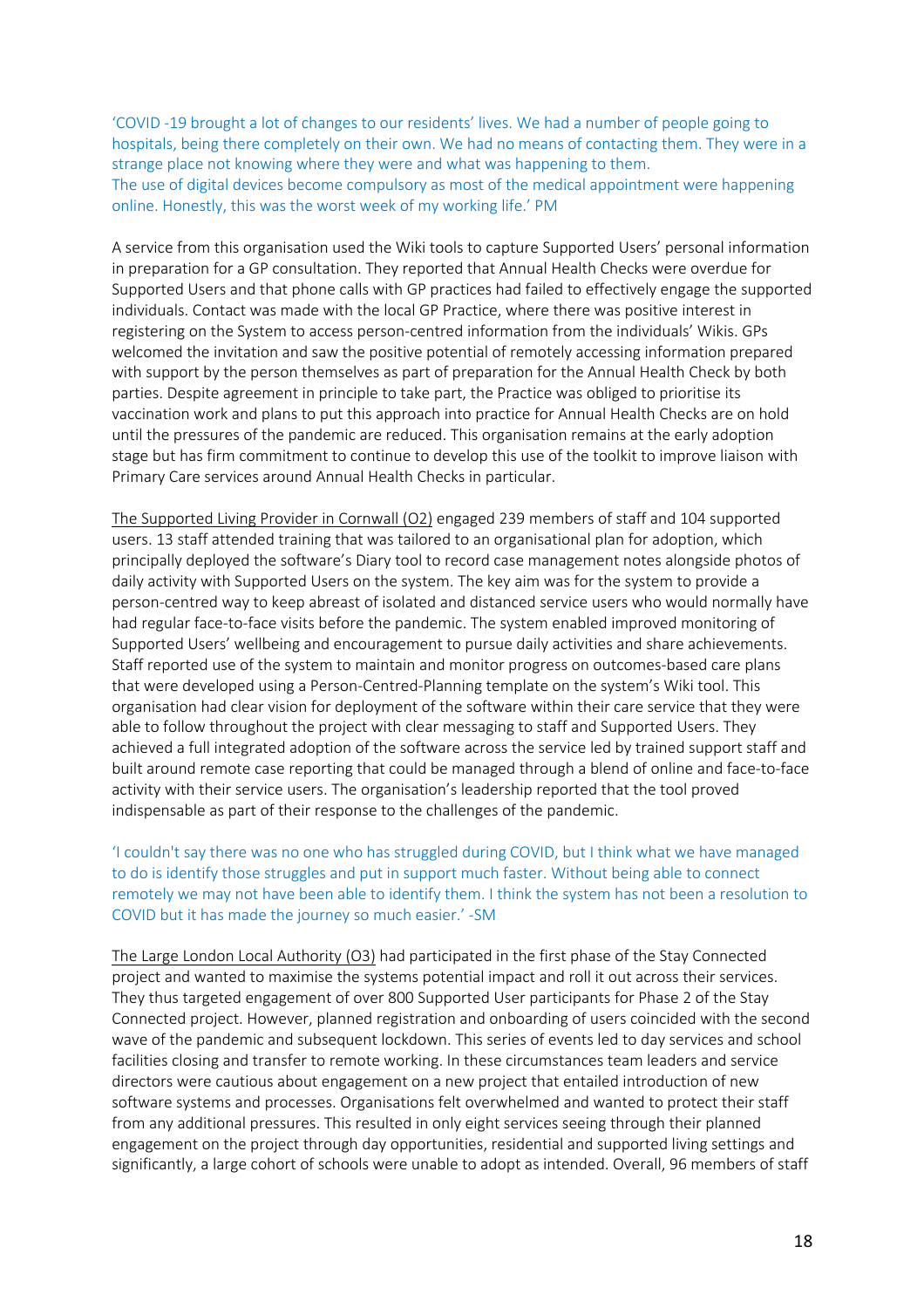'COVID -19 brought a lot of changes to our residents' lives. We had a number of people going to hospitals, being there completely on their own. We had no means of contacting them. They were in a strange place not knowing where they were and what was happening to them.
The use of digital devices become compulsory as most of the medical appointment were happening online. Honestly, this was the worst week of my working life.' PM

A service from this organisation used the Wiki tools to capture Supported Users' personal information in preparation for a GP consultation. They reported that Annual Health Checks were overdue for Supported Users and that phone calls with GP practices had failed to effectively engage the supported individuals. Contact was made with the local GP Practice, where there was positive interest in registering on the System to access person-centred information from the individuals' Wikis. GPs welcomed the invitation and saw the positive potential of remotely accessing information prepared with support by the person themselves as part of preparation for the Annual Health Check by both parties. Despite agreement in principle to take part, the Practice was obliged to prioritise its vaccination work and plans to put this approach into practice for Annual Health Checks are on hold until the pressures of the pandemic are reduced. This organisation remains at the early adoption stage but has firm commitment to continue to develop this use of the toolkit to improve liaison with Primary Care services around Annual Health Checks in particular.

<u>The Supported Living Provider in Cornwall (O2)</u> engaged 239 members of staff and 104 supported users. 13 staff attended training that was tailored to an organisational plan for adoption, which principally deployed the software's Diary tool to record case management notes alongside photos of daily activity with Supported Users on the system. The key aim was for the system to provide a person-centred way to keep abreast of isolated and distanced service users who would normally have had regular face-to-face visits before the pandemic. The system enabled improved monitoring of Supported Users' wellbeing and encouragement to pursue daily activities and share achievements. Staff reported use of the system to maintain and monitor progress on outcomes-based care plans that were developed using a Person-Centred-Planning template on the system's Wiki tool. This organisation had clear vision for deployment of the software within their care service that they were able to follow throughout the project with clear messaging to staff and Supported Users. They achieved a full integrated adoption of the software across the service led by trained support staff and built around remote case reporting that could be managed through a blend of online and face-to-face activity with their service users. The organisation's leadership reported that the tool proved indispensable as part of their response to the challenges of the pandemic.

'I couldn't say there was no one who has struggled during COVID, but I think what we have managed to do is identify those struggles and put in support much faster. Without being able to connect remotely we may not have been able to identify them. I think the system has not been a resolution to COVID but it has made the journey so much easier.' -SM

<u>The Large London Local Authority (O3)</u> had participated in the first phase of the Stay Connected project and wanted to maximise the systems potential impact and roll it out across their services. They thus targeted engagement of over 800 Supported User participants for Phase 2 of the Stay Connected project. However, planned registration and onboarding of users coincided with the second wave of the pandemic and subsequent lockdown. This series of events led to day services and school facilities closing and transfer to remote working. In these circumstances team leaders and service directors were cautious about engagement on a new project that entailed introduction of new software systems and processes. Organisations felt overwhelmed and wanted to protect their staff from any additional pressures. This resulted in only eight services seeing through their planned engagement on the project through day opportunities, residential and supported living settings and significantly, a large cohort of schools were unable to adopt as intended. Overall, 96 members of staff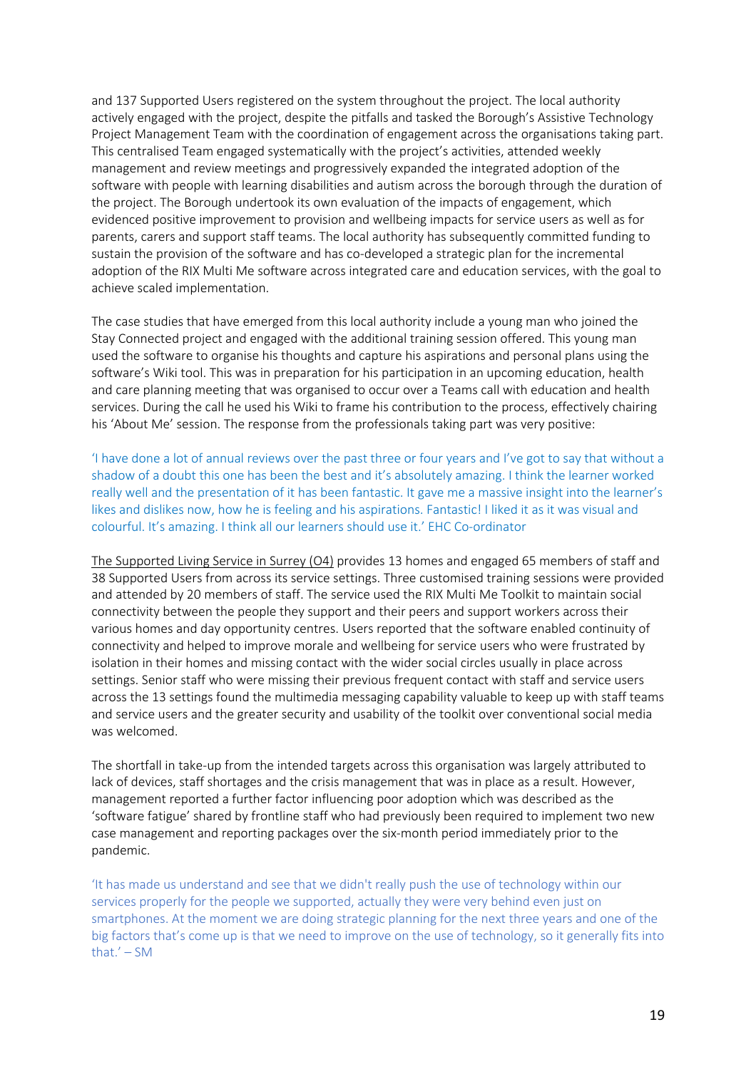and 137 Supported Users registered on the system throughout the project. The local authority actively engaged with the project, despite the pitfalls and tasked the Borough's Assistive Technology Project Management Team with the coordination of engagement across the organisations taking part. This centralised Team engaged systematically with the project's activities, attended weekly management and review meetings and progressively expanded the integrated adoption of the software with people with learning disabilities and autism across the borough through the duration of the project. The Borough undertook its own evaluation of the impacts of engagement, which evidenced positive improvement to provision and wellbeing impacts for service users as well as for parents, carers and support staff teams. The local authority has subsequently committed funding to sustain the provision of the software and has co-developed a strategic plan for the incremental adoption of the RIX Multi Me software across integrated care and education services, with the goal to achieve scaled implementation.

The case studies that have emerged from this local authority include a young man who joined the Stay Connected project and engaged with the additional training session offered. This young man used the software to organise his thoughts and capture his aspirations and personal plans using the software's Wiki tool. This was in preparation for his participation in an upcoming education, health and care planning meeting that was organised to occur over a Teams call with education and health services. During the call he used his Wiki to frame his contribution to the process, effectively chairing his 'About Me' session. The response from the professionals taking part was very positive:

'I have done a lot of annual reviews over the past three or four years and I've got to say that without a shadow of a doubt this one has been the best and it's absolutely amazing. I think the learner worked really well and the presentation of it has been fantastic. It gave me a massive insight into the learner's likes and dislikes now, how he is feeling and his aspirations. Fantastic! I liked it as it was visual and colourful. It's amazing. I think all our learners should use it.' EHC Co-ordinator

<u>The Supported Living Service in Surrey (O4)</u> provides 13 homes and engaged 65 members of staff and 38 Supported Users from across its service settings. Three customised training sessions were provided and attended by 20 members of staff. The service used the RIX Multi Me Toolkit to maintain social connectivity between the people they support and their peers and support workers across their various homes and day opportunity centres. Users reported that the software enabled continuity of connectivity and helped to improve morale and wellbeing for service users who were frustrated by isolation in their homes and missing contact with the wider social circles usually in place across settings. Senior staff who were missing their previous frequent contact with staff and service users across the 13 settings found the multimedia messaging capability valuable to keep up with staff teams and service users and the greater security and usability of the toolkit over conventional social media was welcomed.

The shortfall in take-up from the intended targets across this organisation was largely attributed to lack of devices, staff shortages and the crisis management that was in place as a result. However, management reported a further factor influencing poor adoption which was described as the 'software fatigue' shared by frontline staff who had previously been required to implement two new case management and reporting packages over the six-month period immediately prior to the pandemic.

'It has made us understand and see that we didn't really push the use of technology within our services properly for the people we supported, actually they were very behind even just on smartphones. At the moment we are doing strategic planning for the next three years and one of the big factors that's come up is that we need to improve on the use of technology, so it generally fits into that.' – SM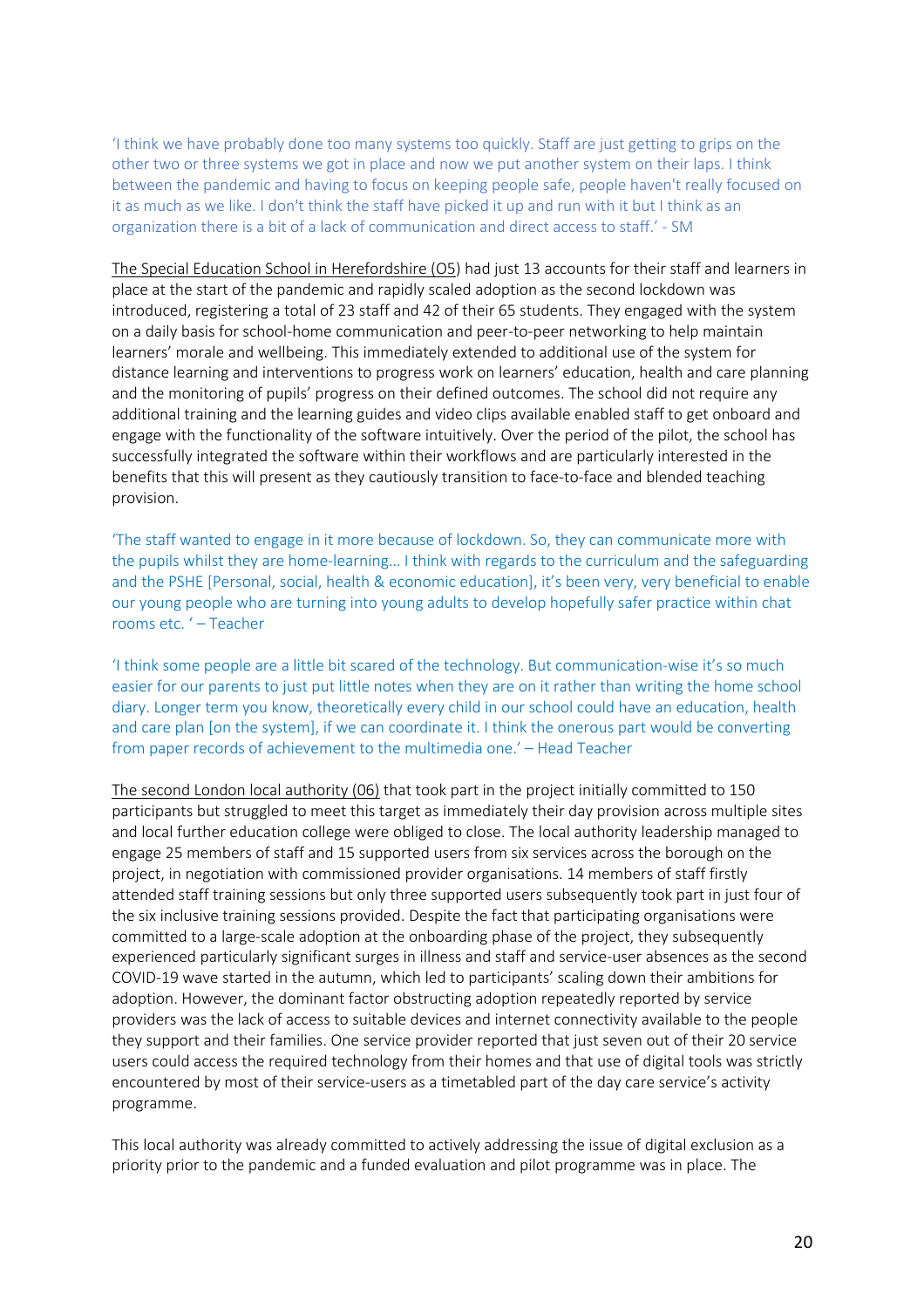'I think we have probably done too many systems too quickly. Staff are just getting to grips on the other two or three systems we got in place and now we put another system on their laps. I think between the pandemic and having to focus on keeping people safe, people haven't really focused on it as much as we like. I don't think the staff have picked it up and run with it but I think as an organization there is a bit of a lack of communication and direct access to staff.' - SM

<u>The Special Education School in Herefordshire (O5)</u> had just 13 accounts for their staff and learners in place at the start of the pandemic and rapidly scaled adoption as the second lockdown was introduced, registering a total of 23 staff and 42 of their 65 students. They engaged with the system on a daily basis for school-home communication and peer-to-peer networking to help maintain learners' morale and wellbeing. This immediately extended to additional use of the system for distance learning and interventions to progress work on learners' education, health and care planning and the monitoring of pupils' progress on their defined outcomes. The school did not require any additional training and the learning guides and video clips available enabled staff to get onboard and engage with the functionality of the software intuitively. Over the period of the pilot, the school has successfully integrated the software within their workflows and are particularly interested in the benefits that this will present as they cautiously transition to face-to-face and blended teaching provision.

'The staff wanted to engage in it more because of lockdown. So, they can communicate more with the pupils whilst they are home-learning… I think with regards to the curriculum and the safeguarding and the PSHE [Personal, social, health & economic education], it's been very, very beneficial to enable our young people who are turning into young adults to develop hopefully safer practice within chat rooms etc. ' – Teacher

'I think some people are a little bit scared of the technology. But communication-wise it's so much easier for our parents to just put little notes when they are on it rather than writing the home school diary. Longer term you know, theoretically every child in our school could have an education, health and care plan [on the system], if we can coordinate it. I think the onerous part would be converting from paper records of achievement to the multimedia one.' – Head Teacher

<u>The second London local authority (06)</u> that took part in the project initially committed to 150 participants but struggled to meet this target as immediately their day provision across multiple sites and local further education college were obliged to close. The local authority leadership managed to engage 25 members of staff and 15 supported users from six services across the borough on the project, in negotiation with commissioned provider organisations. 14 members of staff firstly attended staff training sessions but only three supported users subsequently took part in just four of the six inclusive training sessions provided. Despite the fact that participating organisations were committed to a large-scale adoption at the onboarding phase of the project, they subsequently experienced particularly significant surges in illness and staff and service-user absences as the second COVID-19 wave started in the autumn, which led to participants' scaling down their ambitions for adoption. However, the dominant factor obstructing adoption repeatedly reported by service providers was the lack of access to suitable devices and internet connectivity available to the people they support and their families. One service provider reported that just seven out of their 20 service users could access the required technology from their homes and that use of digital tools was strictly encountered by most of their service-users as a timetabled part of the day care service's activity programme.

This local authority was already committed to actively addressing the issue of digital exclusion as a priority prior to the pandemic and a funded evaluation and pilot programme was in place. The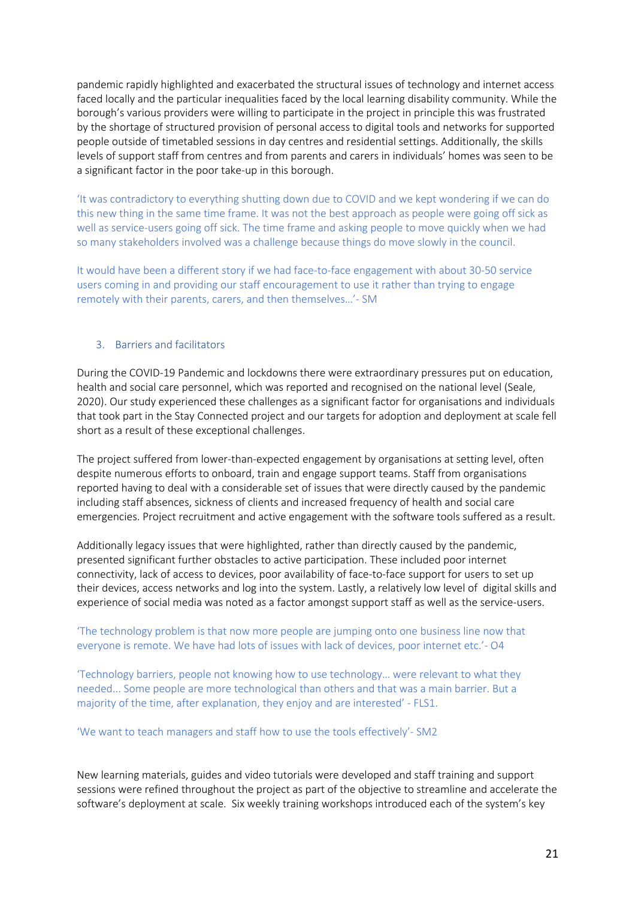pandemic rapidly highlighted and exacerbated the structural issues of technology and internet access faced locally and the particular inequalities faced by the local learning disability community. While the borough's various providers were willing to participate in the project in principle this was frustrated by the shortage of structured provision of personal access to digital tools and networks for supported people outside of timetabled sessions in day centres and residential settings. Additionally, the skills levels of support staff from centres and from parents and carers in individuals' homes was seen to be a significant factor in the poor take-up in this borough.

'It was contradictory to everything shutting down due to COVID and we kept wondering if we can do this new thing in the same time frame. It was not the best approach as people were going off sick as well as service-users going off sick. The time frame and asking people to move quickly when we had so many stakeholders involved was a challenge because things do move slowly in the council.

It would have been a different story if we had face-to-face engagement with about 30-50 service users coming in and providing our staff encouragement to use it rather than trying to engage remotely with their parents, carers, and then themselves…'- SM

### 3. Barriers and facilitators

During the COVID-19 Pandemic and lockdowns there were extraordinary pressures put on education, health and social care personnel, which was reported and recognised on the national level (Seale, 2020). Our study experienced these challenges as a significant factor for organisations and individuals that took part in the Stay Connected project and our targets for adoption and deployment at scale fell short as a result of these exceptional challenges.

The project suffered from lower-than-expected engagement by organisations at setting level, often despite numerous efforts to onboard, train and engage support teams. Staff from organisations reported having to deal with a considerable set of issues that were directly caused by the pandemic including staff absences, sickness of clients and increased frequency of health and social care emergencies. Project recruitment and active engagement with the software tools suffered as a result.

Additionally legacy issues that were highlighted, rather than directly caused by the pandemic, presented significant further obstacles to active participation. These included poor internet connectivity, lack of access to devices, poor availability of face-to-face support for users to set up their devices, access networks and log into the system. Lastly, a relatively low level of digital skills and experience of social media was noted as a factor amongst support staff as well as the service-users.

'The technology problem is that now more people are jumping onto one business line now that everyone is remote. We have had lots of issues with lack of devices, poor internet etc.'- O4

'Technology barriers, people not knowing how to use technology… were relevant to what they needed... Some people are more technological than others and that was a main barrier. But a majority of the time, after explanation, they enjoy and are interested' - FLS1.

'We want to teach managers and staff how to use the tools effectively'- SM2

New learning materials, guides and video tutorials were developed and staff training and support sessions were refined throughout the project as part of the objective to streamline and accelerate the software's deployment at scale. Six weekly training workshops introduced each of the system's key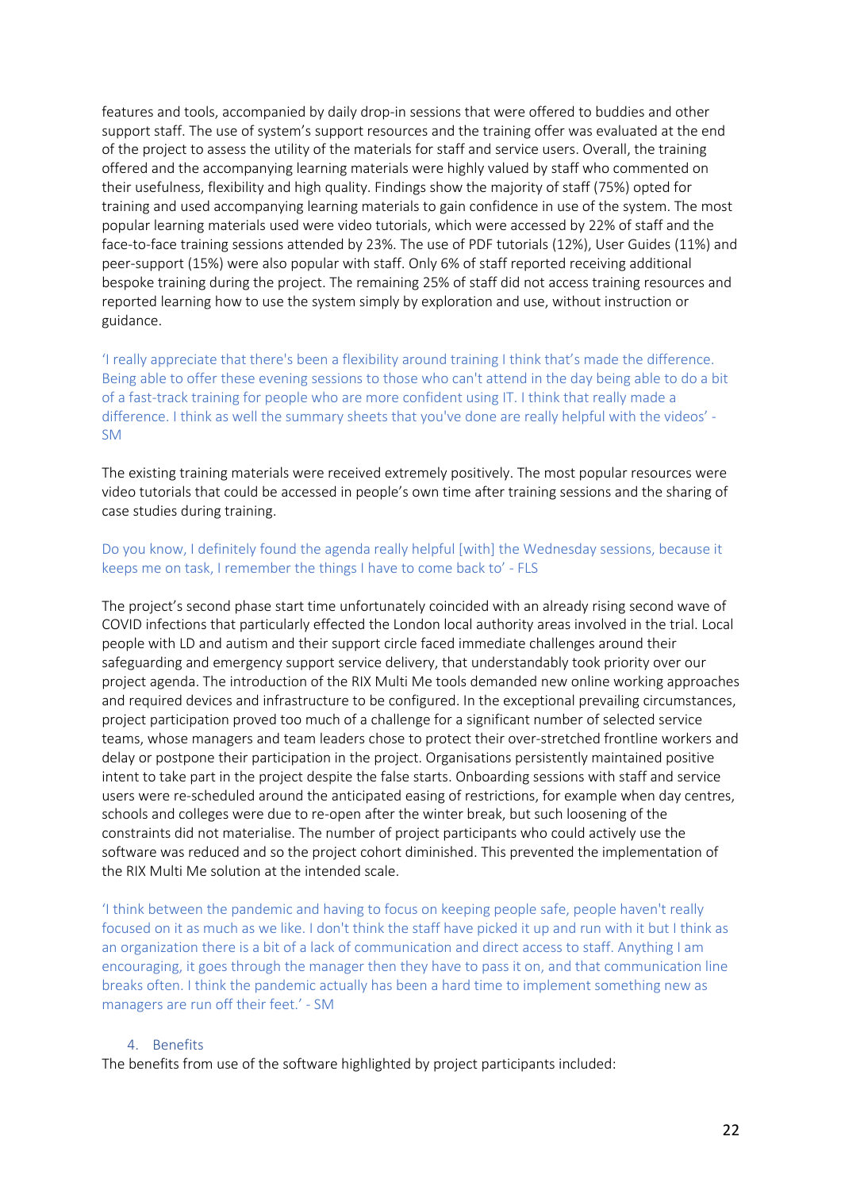features and tools, accompanied by daily drop-in sessions that were offered to buddies and other support staff. The use of system's support resources and the training offer was evaluated at the end of the project to assess the utility of the materials for staff and service users. Overall, the training offered and the accompanying learning materials were highly valued by staff who commented on their usefulness, flexibility and high quality. Findings show the majority of staff (75%) opted for training and used accompanying learning materials to gain confidence in use of the system. The most popular learning materials used were video tutorials, which were accessed by 22% of staff and the face-to-face training sessions attended by 23%. The use of PDF tutorials (12%), User Guides (11%) and peer-support (15%) were also popular with staff. Only 6% of staff reported receiving additional bespoke training during the project. The remaining 25% of staff did not access training resources and reported learning how to use the system simply by exploration and use, without instruction or guidance.

'I really appreciate that there's been a flexibility around training I think that's made the difference. Being able to offer these evening sessions to those who can't attend in the day being able to do a bit of a fast-track training for people who are more confident using IT. I think that really made a difference. I think as well the summary sheets that you've done are really helpful with the videos' - SM

The existing training materials were received extremely positively. The most popular resources were video tutorials that could be accessed in people's own time after training sessions and the sharing of case studies during training.

Do you know, I definitely found the agenda really helpful [with] the Wednesday sessions, because it keeps me on task, I remember the things I have to come back to' - FLS

The project's second phase start time unfortunately coincided with an already rising second wave of COVID infections that particularly effected the London local authority areas involved in the trial. Local people with LD and autism and their support circle faced immediate challenges around their safeguarding and emergency support service delivery, that understandably took priority over our project agenda. The introduction of the RIX Multi Me tools demanded new online working approaches and required devices and infrastructure to be configured. In the exceptional prevailing circumstances, project participation proved too much of a challenge for a significant number of selected service teams, whose managers and team leaders chose to protect their over-stretched frontline workers and delay or postpone their participation in the project. Organisations persistently maintained positive intent to take part in the project despite the false starts. Onboarding sessions with staff and service users were re-scheduled around the anticipated easing of restrictions, for example when day centres, schools and colleges were due to re-open after the winter break, but such loosening of the constraints did not materialise. The number of project participants who could actively use the software was reduced and so the project cohort diminished. This prevented the implementation of the RIX Multi Me solution at the intended scale.

'I think between the pandemic and having to focus on keeping people safe, people haven't really focused on it as much as we like. I don't think the staff have picked it up and run with it but I think as an organization there is a bit of a lack of communication and direct access to staff. Anything I am encouraging, it goes through the manager then they have to pass it on, and that communication line breaks often. I think the pandemic actually has been a hard time to implement something new as managers are run off their feet.' - SM

## 4. Benefits

The benefits from use of the software highlighted by project participants included: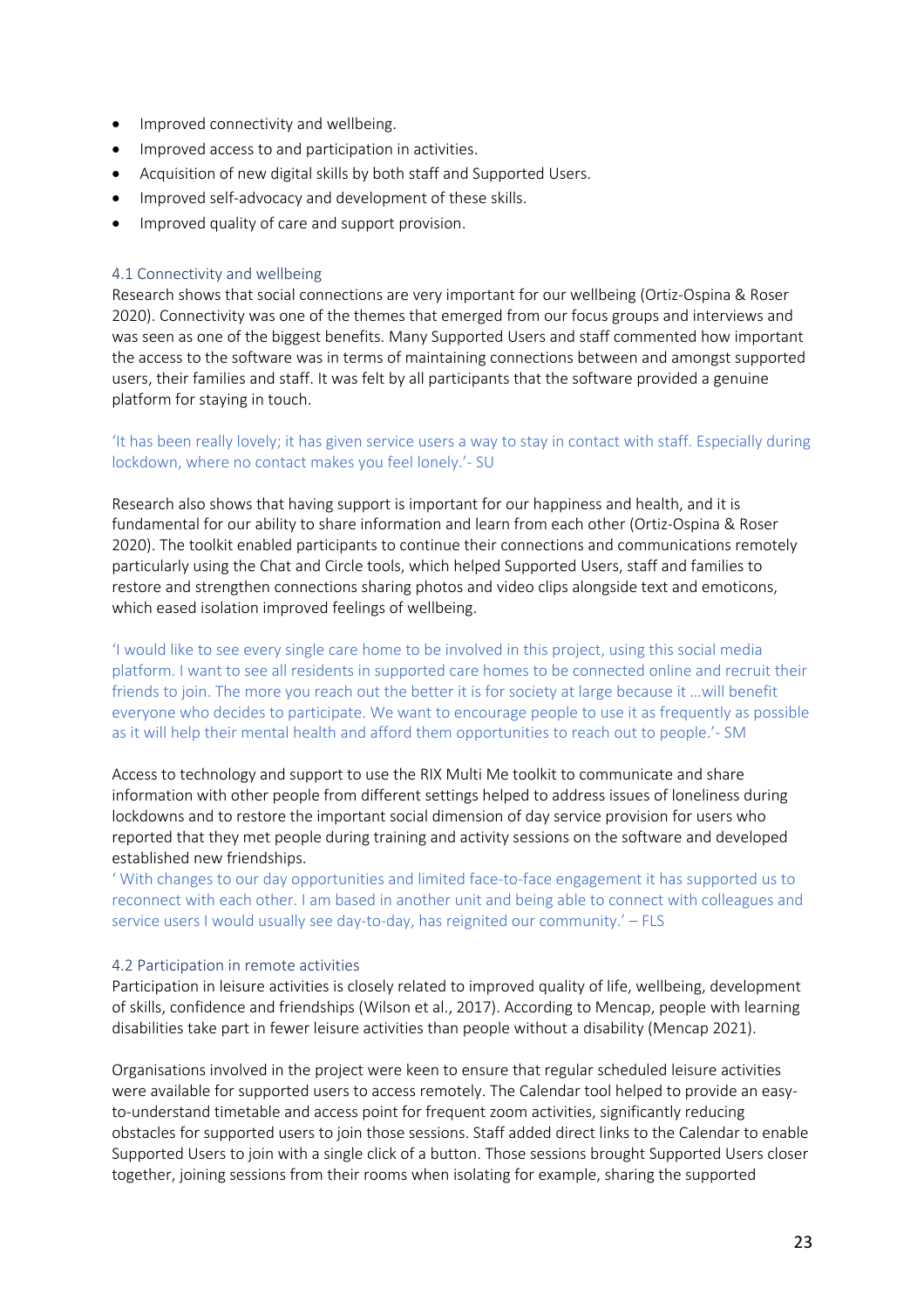- Improved connectivity and wellbeing.
- Improved access to and participation in activities.
- Acquisition of new digital skills by both staff and Supported Users.
- Improved self-advocacy and development of these skills.
- Improved quality of care and support provision.

### 4.1 Connectivity and wellbeing

Research shows that social connections are very important for our wellbeing (Ortiz-Ospina & Roser 2020). Connectivity was one of the themes that emerged from our focus groups and interviews and was seen as one of the biggest benefits. Many Supported Users and staff commented how important the access to the software was in terms of maintaining connections between and amongst supported users, their families and staff. It was felt by all participants that the software provided a genuine platform for staying in touch.

'It has been really lovely; it has given service users a way to stay in contact with staff. Especially during lockdown, where no contact makes you feel lonely.'- SU

Research also shows that having support is important for our happiness and health, and it is fundamental for our ability to share information and learn from each other (Ortiz-Ospina & Roser 2020). The toolkit enabled participants to continue their connections and communications remotely particularly using the Chat and Circle tools, which helped Supported Users, staff and families to restore and strengthen connections sharing photos and video clips alongside text and emoticons, which eased isolation improved feelings of wellbeing.

'I would like to see every single care home to be involved in this project, using this social media platform. I want to see all residents in supported care homes to be connected online and recruit their friends to join. The more you reach out the better it is for society at large because it …will benefit everyone who decides to participate. We want to encourage people to use it as frequently as possible as it will help their mental health and afford them opportunities to reach out to people.'- SM

Access to technology and support to use the RIX Multi Me toolkit to communicate and share information with other people from different settings helped to address issues of loneliness during lockdowns and to restore the important social dimension of day service provision for users who reported that they met people during training and activity sessions on the software and developed established new friendships.

' With changes to our day opportunities and limited face-to-face engagement it has supported us to reconnect with each other. I am based in another unit and being able to connect with colleagues and service users I would usually see day-to-day, has reignited our community.' – FLS

### 4.2 Participation in remote activities

Participation in leisure activities is closely related to improved quality of life, wellbeing, development of skills, confidence and friendships (Wilson et al., 2017). According to Mencap, people with learning disabilities take part in fewer leisure activities than people without a disability (Mencap 2021).

Organisations involved in the project were keen to ensure that regular scheduled leisure activities were available for supported users to access remotely. The Calendar tool helped to provide an easy-to-understand timetable and access point for frequent zoom activities, significantly reducing obstacles for supported users to join those sessions. Staff added direct links to the Calendar to enable Supported Users to join with a single click of a button. Those sessions brought Supported Users closer together, joining sessions from their rooms when isolating for example, sharing the supported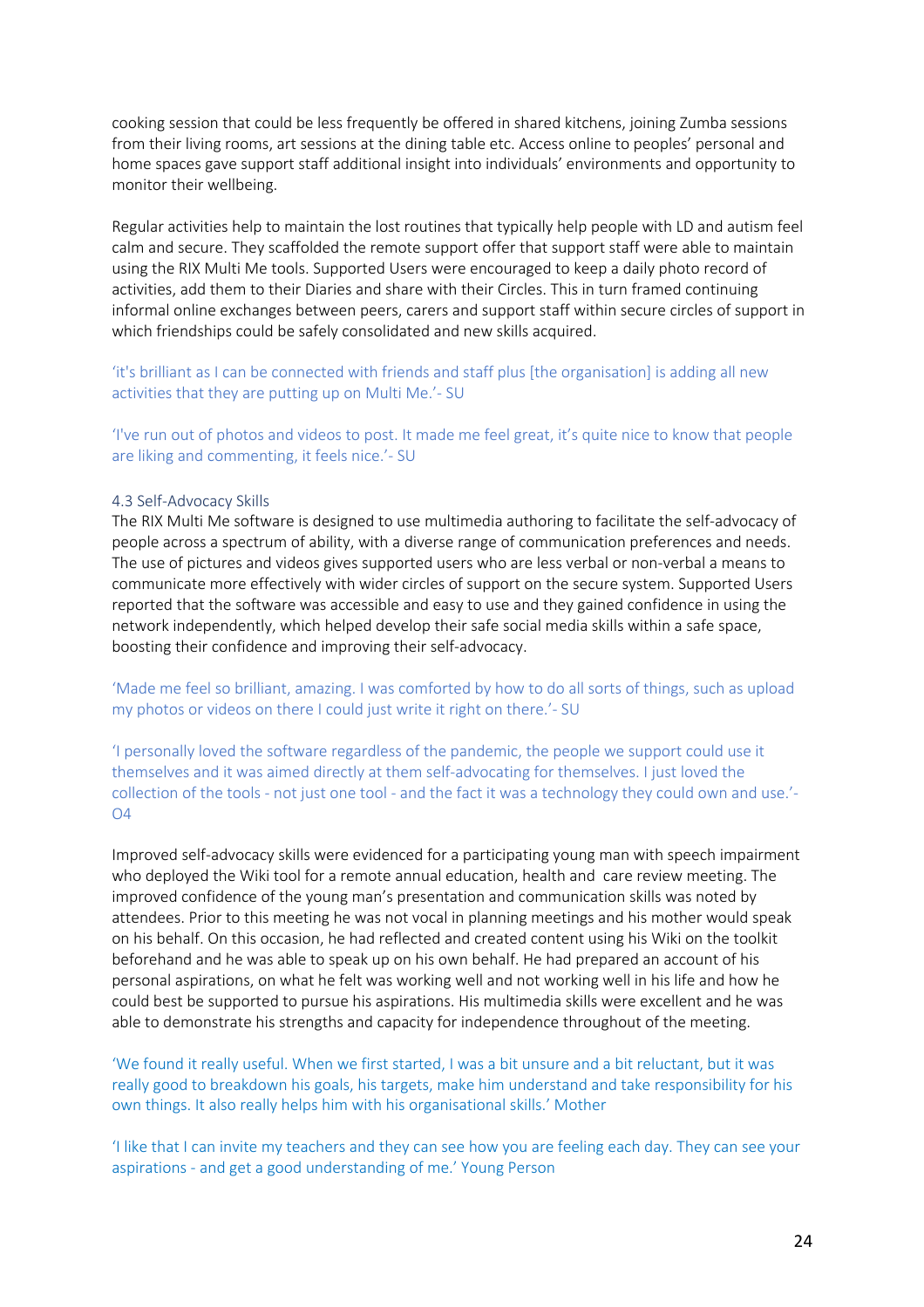cooking session that could be less frequently be offered in shared kitchens, joining Zumba sessions from their living rooms, art sessions at the dining table etc. Access online to peoples' personal and home spaces gave support staff additional insight into individuals' environments and opportunity to monitor their wellbeing.

Regular activities help to maintain the lost routines that typically help people with LD and autism feel calm and secure. They scaffolded the remote support offer that support staff were able to maintain using the RIX Multi Me tools. Supported Users were encouraged to keep a daily photo record of activities, add them to their Diaries and share with their Circles. This in turn framed continuing informal online exchanges between peers, carers and support staff within secure circles of support in which friendships could be safely consolidated and new skills acquired.

'it's brilliant as I can be connected with friends and staff plus [the organisation] is adding all new activities that they are putting up on Multi Me.'- SU

'I've run out of photos and videos to post. It made me feel great, it's quite nice to know that people are liking and commenting, it feels nice.'- SU

### 4.3 Self-Advocacy Skills

The RIX Multi Me software is designed to use multimedia authoring to facilitate the self-advocacy of people across a spectrum of ability, with a diverse range of communication preferences and needs. The use of pictures and videos gives supported users who are less verbal or non-verbal a means to communicate more effectively with wider circles of support on the secure system. Supported Users reported that the software was accessible and easy to use and they gained confidence in using the network independently, which helped develop their safe social media skills within a safe space, boosting their confidence and improving their self-advocacy.

'Made me feel so brilliant, amazing. I was comforted by how to do all sorts of things, such as upload my photos or videos on there I could just write it right on there.'- SU

'I personally loved the software regardless of the pandemic, the people we support could use it themselves and it was aimed directly at them self-advocating for themselves. I just loved the collection of the tools - not just one tool - and the fact it was a technology they could own and use.'- O4

Improved self-advocacy skills were evidenced for a participating young man with speech impairment who deployed the Wiki tool for a remote annual education, health and care review meeting. The improved confidence of the young man's presentation and communication skills was noted by attendees. Prior to this meeting he was not vocal in planning meetings and his mother would speak on his behalf. On this occasion, he had reflected and created content using his Wiki on the toolkit beforehand and he was able to speak up on his own behalf. He had prepared an account of his personal aspirations, on what he felt was working well and not working well in his life and how he could best be supported to pursue his aspirations. His multimedia skills were excellent and he was able to demonstrate his strengths and capacity for independence throughout of the meeting.

'We found it really useful. When we first started, I was a bit unsure and a bit reluctant, but it was really good to breakdown his goals, his targets, make him understand and take responsibility for his own things. It also really helps him with his organisational skills.' Mother

'I like that I can invite my teachers and they can see how you are feeling each day. They can see your aspirations - and get a good understanding of me.' Young Person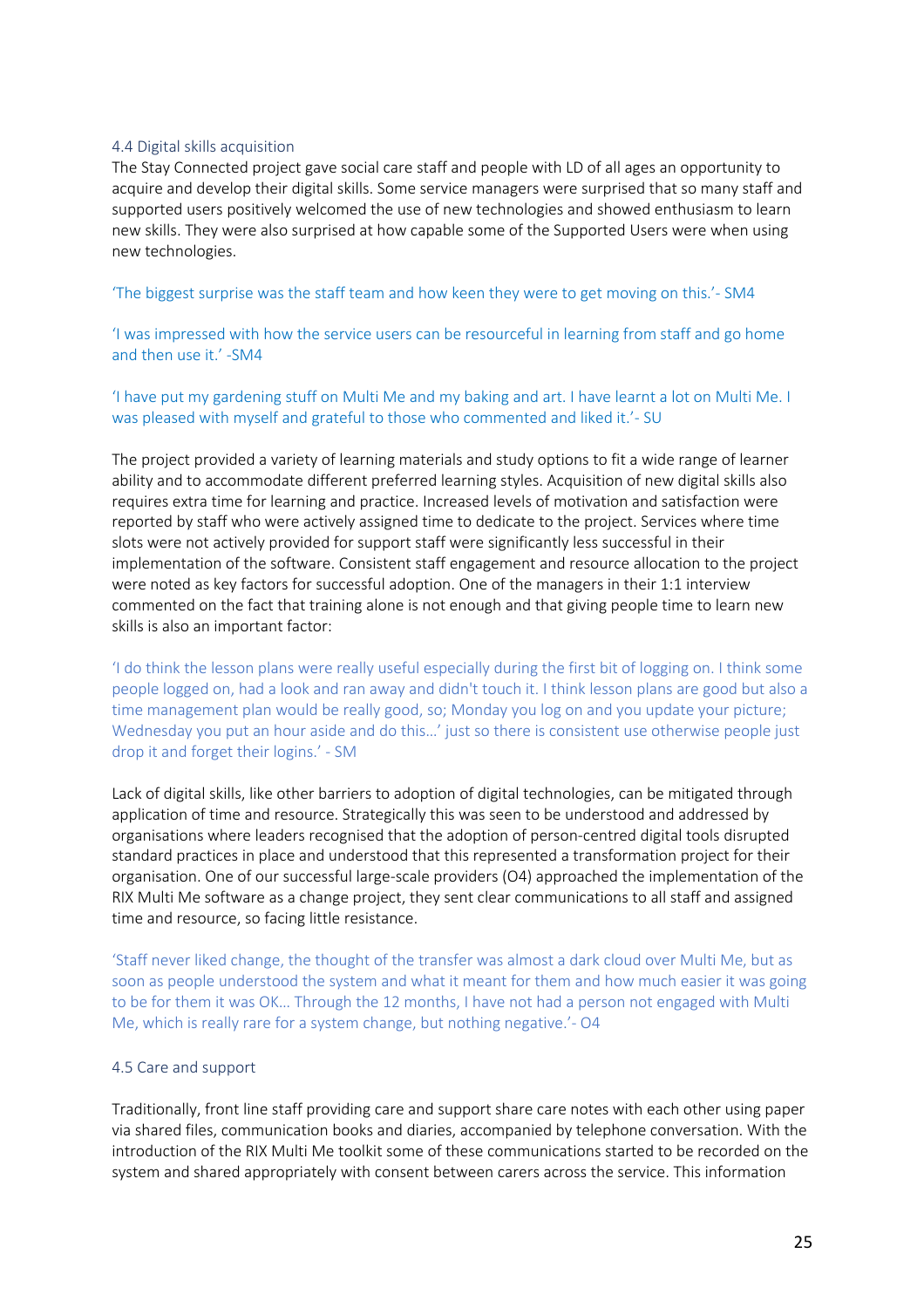### 4.4 Digital skills acquisition

The Stay Connected project gave social care staff and people with LD of all ages an opportunity to acquire and develop their digital skills. Some service managers were surprised that so many staff and supported users positively welcomed the use of new technologies and showed enthusiasm to learn new skills. They were also surprised at how capable some of the Supported Users were when using new technologies.

'The biggest surprise was the staff team and how keen they were to get moving on this.'- SM4

'I was impressed with how the service users can be resourceful in learning from staff and go home and then use it.' -SM4

'I have put my gardening stuff on Multi Me and my baking and art. I have learnt a lot on Multi Me. I was pleased with myself and grateful to those who commented and liked it.'- SU

The project provided a variety of learning materials and study options to fit a wide range of learner ability and to accommodate different preferred learning styles. Acquisition of new digital skills also requires extra time for learning and practice. Increased levels of motivation and satisfaction were reported by staff who were actively assigned time to dedicate to the project. Services where time slots were not actively provided for support staff were significantly less successful in their implementation of the software. Consistent staff engagement and resource allocation to the project were noted as key factors for successful adoption. One of the managers in their 1:1 interview commented on the fact that training alone is not enough and that giving people time to learn new skills is also an important factor:

'I do think the lesson plans were really useful especially during the first bit of logging on. I think some people logged on, had a look and ran away and didn't touch it. I think lesson plans are good but also a time management plan would be really good, so; Monday you log on and you update your picture; Wednesday you put an hour aside and do this…' just so there is consistent use otherwise people just drop it and forget their logins.' - SM

Lack of digital skills, like other barriers to adoption of digital technologies, can be mitigated through application of time and resource. Strategically this was seen to be understood and addressed by organisations where leaders recognised that the adoption of person-centred digital tools disrupted standard practices in place and understood that this represented a transformation project for their organisation. One of our successful large-scale providers (O4) approached the implementation of the RIX Multi Me software as a change project, they sent clear communications to all staff and assigned time and resource, so facing little resistance.

'Staff never liked change, the thought of the transfer was almost a dark cloud over Multi Me, but as soon as people understood the system and what it meant for them and how much easier it was going to be for them it was OK… Through the 12 months, I have not had a person not engaged with Multi Me, which is really rare for a system change, but nothing negative.'- O4

### 4.5 Care and support

Traditionally, front line staff providing care and support share care notes with each other using paper via shared files, communication books and diaries, accompanied by telephone conversation. With the introduction of the RIX Multi Me toolkit some of these communications started to be recorded on the system and shared appropriately with consent between carers across the service. This information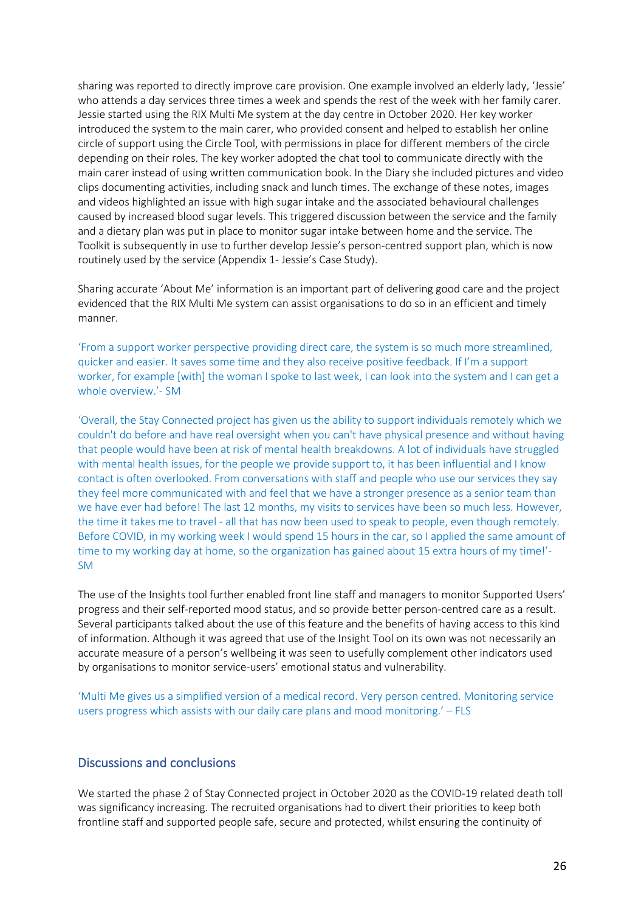sharing was reported to directly improve care provision. One example involved an elderly lady, 'Jessie' who attends a day services three times a week and spends the rest of the week with her family carer. Jessie started using the RIX Multi Me system at the day centre in October 2020. Her key worker introduced the system to the main carer, who provided consent and helped to establish her online circle of support using the Circle Tool, with permissions in place for different members of the circle depending on their roles. The key worker adopted the chat tool to communicate directly with the main carer instead of using written communication book. In the Diary she included pictures and video clips documenting activities, including snack and lunch times. The exchange of these notes, images and videos highlighted an issue with high sugar intake and the associated behavioural challenges caused by increased blood sugar levels. This triggered discussion between the service and the family and a dietary plan was put in place to monitor sugar intake between home and the service. The Toolkit is subsequently in use to further develop Jessie's person-centred support plan, which is now routinely used by the service (Appendix 1- Jessie's Case Study).

Sharing accurate 'About Me' information is an important part of delivering good care and the project evidenced that the RIX Multi Me system can assist organisations to do so in an efficient and timely manner.

'From a support worker perspective providing direct care, the system is so much more streamlined, quicker and easier. It saves some time and they also receive positive feedback. If I'm a support worker, for example [with] the woman I spoke to last week, I can look into the system and I can get a whole overview.'- SM

'Overall, the Stay Connected project has given us the ability to support individuals remotely which we couldn't do before and have real oversight when you can't have physical presence and without having that people would have been at risk of mental health breakdowns. A lot of individuals have struggled with mental health issues, for the people we provide support to, it has been influential and I know contact is often overlooked. From conversations with staff and people who use our services they say they feel more communicated with and feel that we have a stronger presence as a senior team than we have ever had before! The last 12 months, my visits to services have been so much less. However, the time it takes me to travel - all that has now been used to speak to people, even though remotely. Before COVID, in my working week I would spend 15 hours in the car, so I applied the same amount of time to my working day at home, so the organization has gained about 15 extra hours of my time!'- SM

The use of the Insights tool further enabled front line staff and managers to monitor Supported Users' progress and their self-reported mood status, and so provide better person-centred care as a result. Several participants talked about the use of this feature and the benefits of having access to this kind of information. Although it was agreed that use of the Insight Tool on its own was not necessarily an accurate measure of a person's wellbeing it was seen to usefully complement other indicators used by organisations to monitor service-users' emotional status and vulnerability.

'Multi Me gives us a simplified version of a medical record. Very person centred. Monitoring service users progress which assists with our daily care plans and mood monitoring.' – FLS

## Discussions and conclusions

We started the phase 2 of Stay Connected project in October 2020 as the COVID-19 related death toll was significancy increasing. The recruited organisations had to divert their priorities to keep both frontline staff and supported people safe, secure and protected, whilst ensuring the continuity of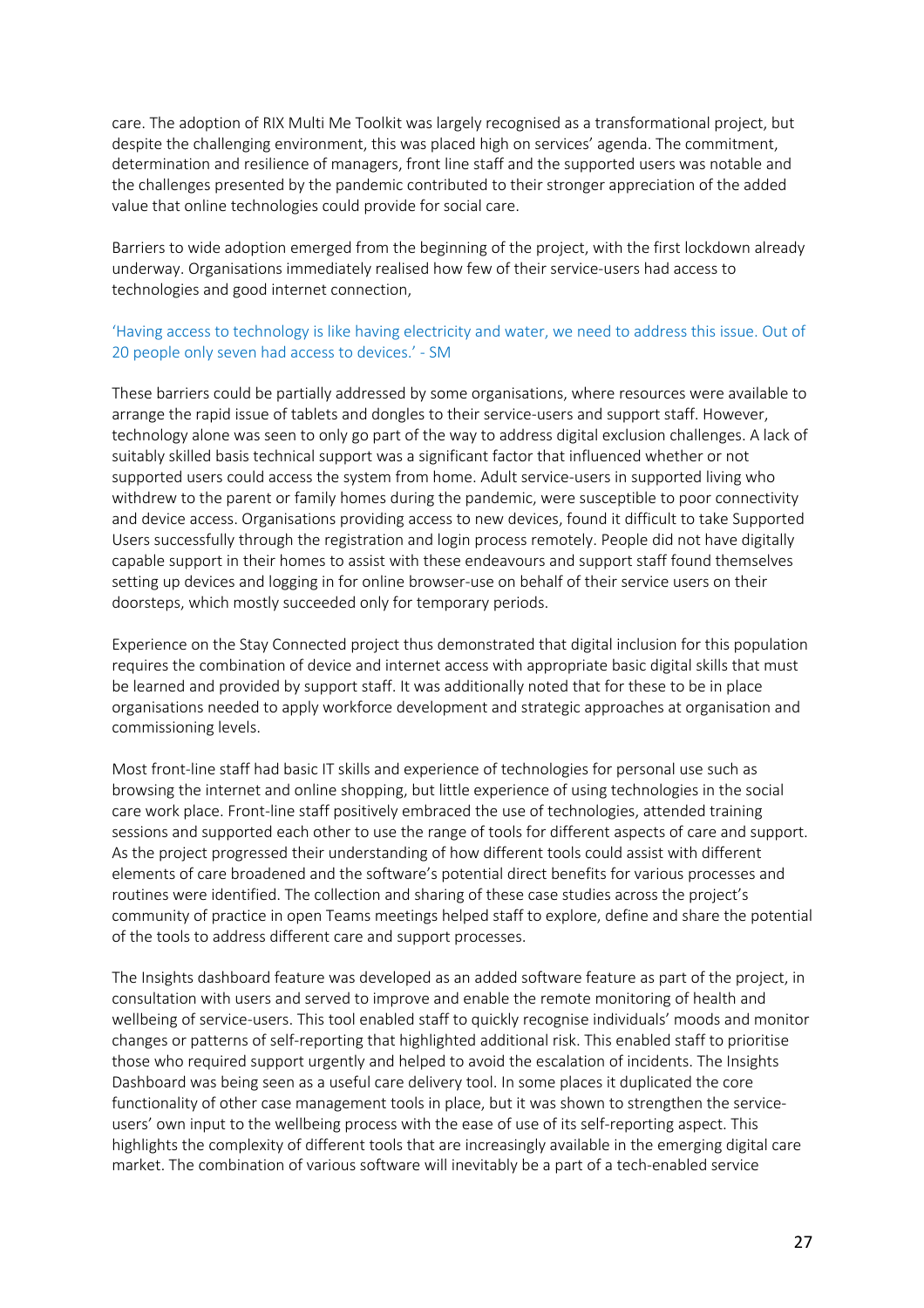care. The adoption of RIX Multi Me Toolkit was largely recognised as a transformational project, but despite the challenging environment, this was placed high on services' agenda. The commitment, determination and resilience of managers, front line staff and the supported users was notable and the challenges presented by the pandemic contributed to their stronger appreciation of the added value that online technologies could provide for social care.

Barriers to wide adoption emerged from the beginning of the project, with the first lockdown already underway. Organisations immediately realised how few of their service-users had access to technologies and good internet connection,

'Having access to technology is like having electricity and water, we need to address this issue. Out of 20 people only seven had access to devices.' - SM

These barriers could be partially addressed by some organisations, where resources were available to arrange the rapid issue of tablets and dongles to their service-users and support staff. However, technology alone was seen to only go part of the way to address digital exclusion challenges. A lack of suitably skilled basis technical support was a significant factor that influenced whether or not supported users could access the system from home. Adult service-users in supported living who withdrew to the parent or family homes during the pandemic, were susceptible to poor connectivity and device access. Organisations providing access to new devices, found it difficult to take Supported Users successfully through the registration and login process remotely. People did not have digitally capable support in their homes to assist with these endeavours and support staff found themselves setting up devices and logging in for online browser-use on behalf of their service users on their doorsteps, which mostly succeeded only for temporary periods.

Experience on the Stay Connected project thus demonstrated that digital inclusion for this population requires the combination of device and internet access with appropriate basic digital skills that must be learned and provided by support staff. It was additionally noted that for these to be in place organisations needed to apply workforce development and strategic approaches at organisation and commissioning levels.

Most front-line staff had basic IT skills and experience of technologies for personal use such as browsing the internet and online shopping, but little experience of using technologies in the social care work place. Front-line staff positively embraced the use of technologies, attended training sessions and supported each other to use the range of tools for different aspects of care and support. As the project progressed their understanding of how different tools could assist with different elements of care broadened and the software's potential direct benefits for various processes and routines were identified. The collection and sharing of these case studies across the project's community of practice in open Teams meetings helped staff to explore, define and share the potential of the tools to address different care and support processes.

The Insights dashboard feature was developed as an added software feature as part of the project, in consultation with users and served to improve and enable the remote monitoring of health and wellbeing of service-users. This tool enabled staff to quickly recognise individuals' moods and monitor changes or patterns of self-reporting that highlighted additional risk. This enabled staff to prioritise those who required support urgently and helped to avoid the escalation of incidents. The Insights Dashboard was being seen as a useful care delivery tool. In some places it duplicated the core functionality of other case management tools in place, but it was shown to strengthen the service-users' own input to the wellbeing process with the ease of use of its self-reporting aspect. This highlights the complexity of different tools that are increasingly available in the emerging digital care market. The combination of various software will inevitably be a part of a tech-enabled service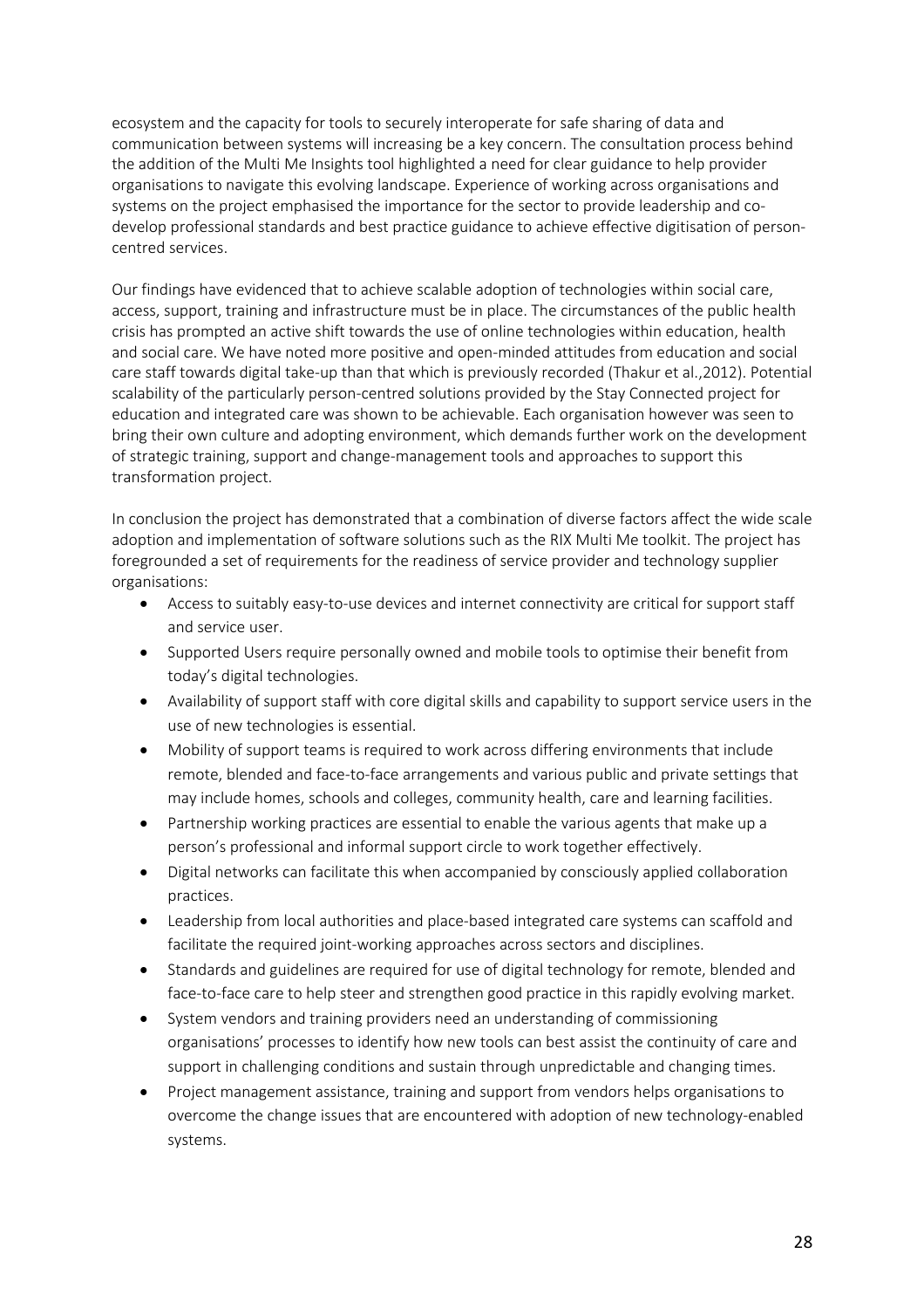ecosystem and the capacity for tools to securely interoperate for safe sharing of data and communication between systems will increasing be a key concern. The consultation process behind the addition of the Multi Me Insights tool highlighted a need for clear guidance to help provider organisations to navigate this evolving landscape. Experience of working across organisations and systems on the project emphasised the importance for the sector to provide leadership and co-develop professional standards and best practice guidance to achieve effective digitisation of person-centred services.

Our findings have evidenced that to achieve scalable adoption of technologies within social care, access, support, training and infrastructure must be in place. The circumstances of the public health crisis has prompted an active shift towards the use of online technologies within education, health and social care. We have noted more positive and open-minded attitudes from education and social care staff towards digital take-up than that which is previously recorded (Thakur et al.,2012). Potential scalability of the particularly person-centred solutions provided by the Stay Connected project for education and integrated care was shown to be achievable. Each organisation however was seen to bring their own culture and adopting environment, which demands further work on the development of strategic training, support and change-management tools and approaches to support this transformation project.

In conclusion the project has demonstrated that a combination of diverse factors affect the wide scale adoption and implementation of software solutions such as the RIX Multi Me toolkit. The project has foregrounded a set of requirements for the readiness of service provider and technology supplier organisations:

- Access to suitably easy-to-use devices and internet connectivity are critical for support staff and service user.
- Supported Users require personally owned and mobile tools to optimise their benefit from today's digital technologies.
- Availability of support staff with core digital skills and capability to support service users in the use of new technologies is essential.
- Mobility of support teams is required to work across differing environments that include remote, blended and face-to-face arrangements and various public and private settings that may include homes, schools and colleges, community health, care and learning facilities.
- Partnership working practices are essential to enable the various agents that make up a person's professional and informal support circle to work together effectively.
- Digital networks can facilitate this when accompanied by consciously applied collaboration practices.
- Leadership from local authorities and place-based integrated care systems can scaffold and facilitate the required joint-working approaches across sectors and disciplines.
- Standards and guidelines are required for use of digital technology for remote, blended and face-to-face care to help steer and strengthen good practice in this rapidly evolving market.
- System vendors and training providers need an understanding of commissioning organisations' processes to identify how new tools can best assist the continuity of care and support in challenging conditions and sustain through unpredictable and changing times.
- Project management assistance, training and support from vendors helps organisations to overcome the change issues that are encountered with adoption of new technology-enabled systems.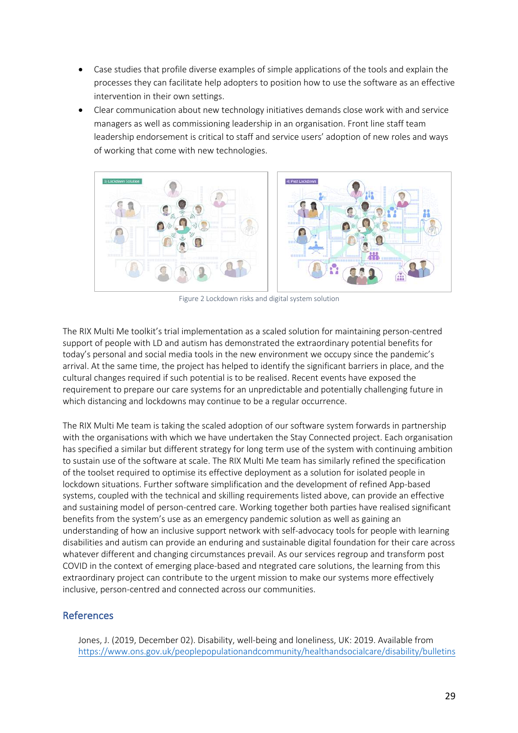- Case studies that profile diverse examples of simple applications of the tools and explain the processes they can facilitate help adopters to position how to use the software as an effective intervention in their own settings.
- Clear communication about new technology initiatives demands close work with and service managers as well as commissioning leadership in an organisation. Front line staff team leadership endorsement is critical to staff and service users' adoption of new roles and ways of working that come with new technologies.

Figure 2 Lockdown risks and digital system solution

The RIX Multi Me toolkit's trial implementation as a scaled solution for maintaining person-centred support of people with LD and autism has demonstrated the extraordinary potential benefits for today's personal and social media tools in the new environment we occupy since the pandemic's arrival. At the same time, the project has helped to identify the significant barriers in place, and the cultural changes required if such potential is to be realised. Recent events have exposed the requirement to prepare our care systems for an unpredictable and potentially challenging future in which distancing and lockdowns may continue to be a regular occurrence.

The RIX Multi Me team is taking the scaled adoption of our software system forwards in partnership with the organisations with which we have undertaken the Stay Connected project. Each organisation has specified a similar but different strategy for long term use of the system with continuing ambition to sustain use of the software at scale. The RIX Multi Me team has similarly refined the specification of the toolset required to optimise its effective deployment as a solution for isolated people in lockdown situations. Further software simplification and the development of refined App-based systems, coupled with the technical and skilling requirements listed above, can provide an effective and sustaining model of person-centred care. Working together both parties have realised significant benefits from the system's use as an emergency pandemic solution as well as gaining an understanding of how an inclusive support network with self-advocacy tools for people with learning disabilities and autism can provide an enduring and sustainable digital foundation for their care across whatever different and changing circumstances prevail. As our services regroup and transform post COVID in the context of emerging place-based and ntegrated care solutions, the learning from this extraordinary project can contribute to the urgent mission to make our systems more effectively inclusive, person-centred and connected across our communities.

## References

Jones, J. (2019, December 02). Disability, well-being and loneliness, UK: 2019. Available from https://www.ons.gov.uk/peoplepopulationandcommunity/healthandsocialcare/disability/bulletins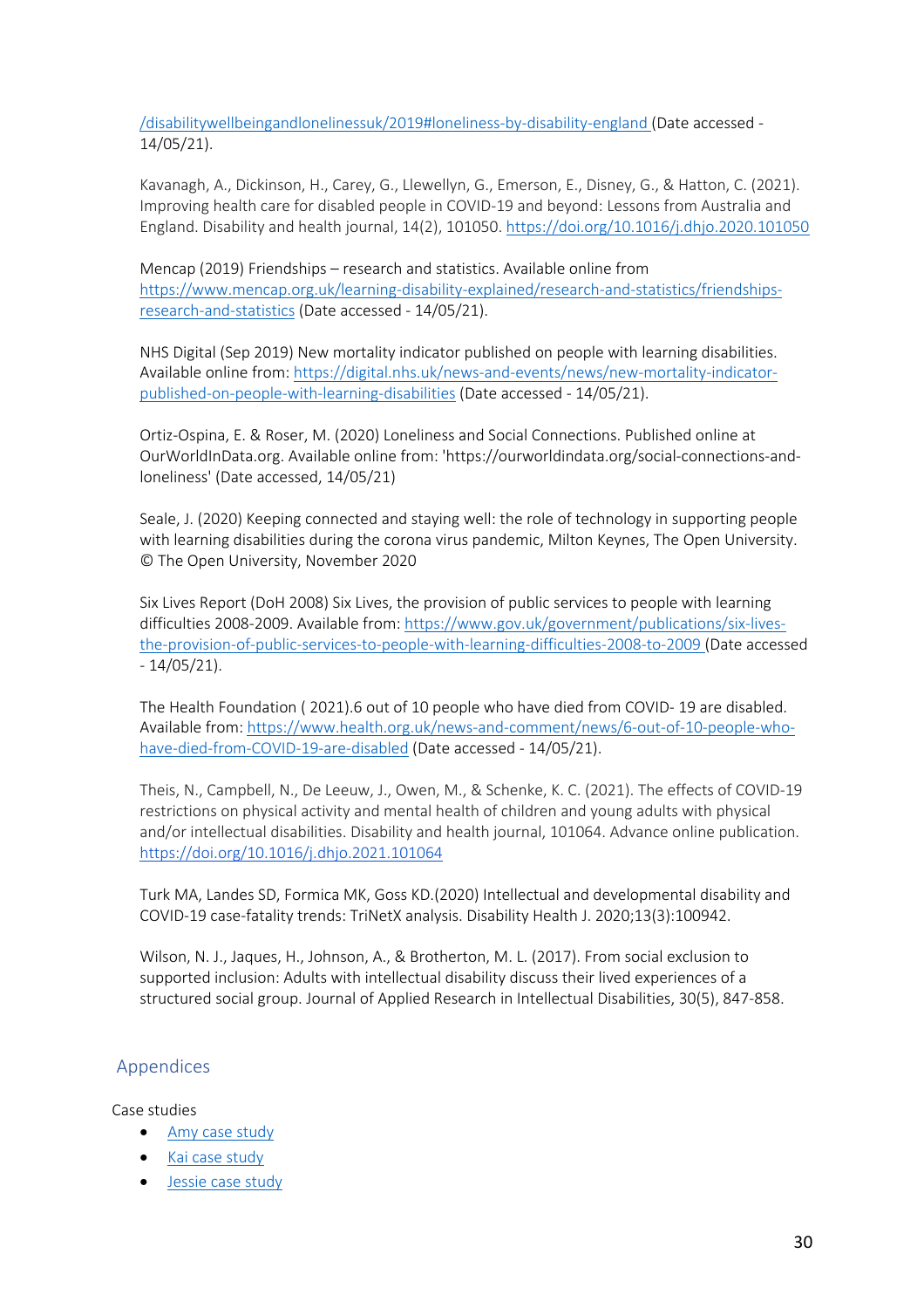/disabilitywellbeingandlonelinessuk/2019#loneliness-by-disability-england (Date accessed - 14/05/21).

Kavanagh, A., Dickinson, H., Carey, G., Llewellyn, G., Emerson, E., Disney, G., & Hatton, C. (2021). Improving health care for disabled people in COVID-19 and beyond: Lessons from Australia and England. Disability and health journal, 14(2), 101050. https://doi.org/10.1016/j.dhjo.2020.101050

Mencap (2019) Friendships – research and statistics. Available online from https://www.mencap.org.uk/learning-disability-explained/research-and-statistics/friendships-research-and-statistics (Date accessed - 14/05/21).

NHS Digital (Sep 2019) New mortality indicator published on people with learning disabilities. Available online from: https://digital.nhs.uk/news-and-events/news/new-mortality-indicator-published-on-people-with-learning-disabilities (Date accessed - 14/05/21).

Ortiz-Ospina, E. & Roser, M. (2020) Loneliness and Social Connections. Published online at OurWorldInData.org. Available online from: 'https://ourworldindata.org/social-connections-and-loneliness' (Date accessed, 14/05/21)

Seale, J. (2020) Keeping connected and staying well: the role of technology in supporting people with learning disabilities during the corona virus pandemic, Milton Keynes, The Open University. © The Open University, November 2020

Six Lives Report (DoH 2008) Six Lives, the provision of public services to people with learning difficulties 2008-2009. Available from: https://www.gov.uk/government/publications/six-lives-the-provision-of-public-services-to-people-with-learning-difficulties-2008-to-2009 (Date accessed - 14/05/21).

The Health Foundation ( 2021).6 out of 10 people who have died from COVID- 19 are disabled. Available from: https://www.health.org.uk/news-and-comment/news/6-out-of-10-people-who-have-died-from-COVID-19-are-disabled (Date accessed - 14/05/21).

Theis, N., Campbell, N., De Leeuw, J., Owen, M., & Schenke, K. C. (2021). The effects of COVID-19 restrictions on physical activity and mental health of children and young adults with physical and/or intellectual disabilities. Disability and health journal, 101064. Advance online publication. https://doi.org/10.1016/j.dhjo.2021.101064

Turk MA, Landes SD, Formica MK, Goss KD.(2020) Intellectual and developmental disability and COVID-19 case-fatality trends: TriNetX analysis. Disability Health J. 2020;13(3):100942.

Wilson, N. J., Jaques, H., Johnson, A., & Brotherton, M. L. (2017). From social exclusion to supported inclusion: Adults with intellectual disability discuss their lived experiences of a structured social group. Journal of Applied Research in Intellectual Disabilities, 30(5), 847-858.

## Appendices

Case studies

- Amy case study
- Kai case study
- Jessie case study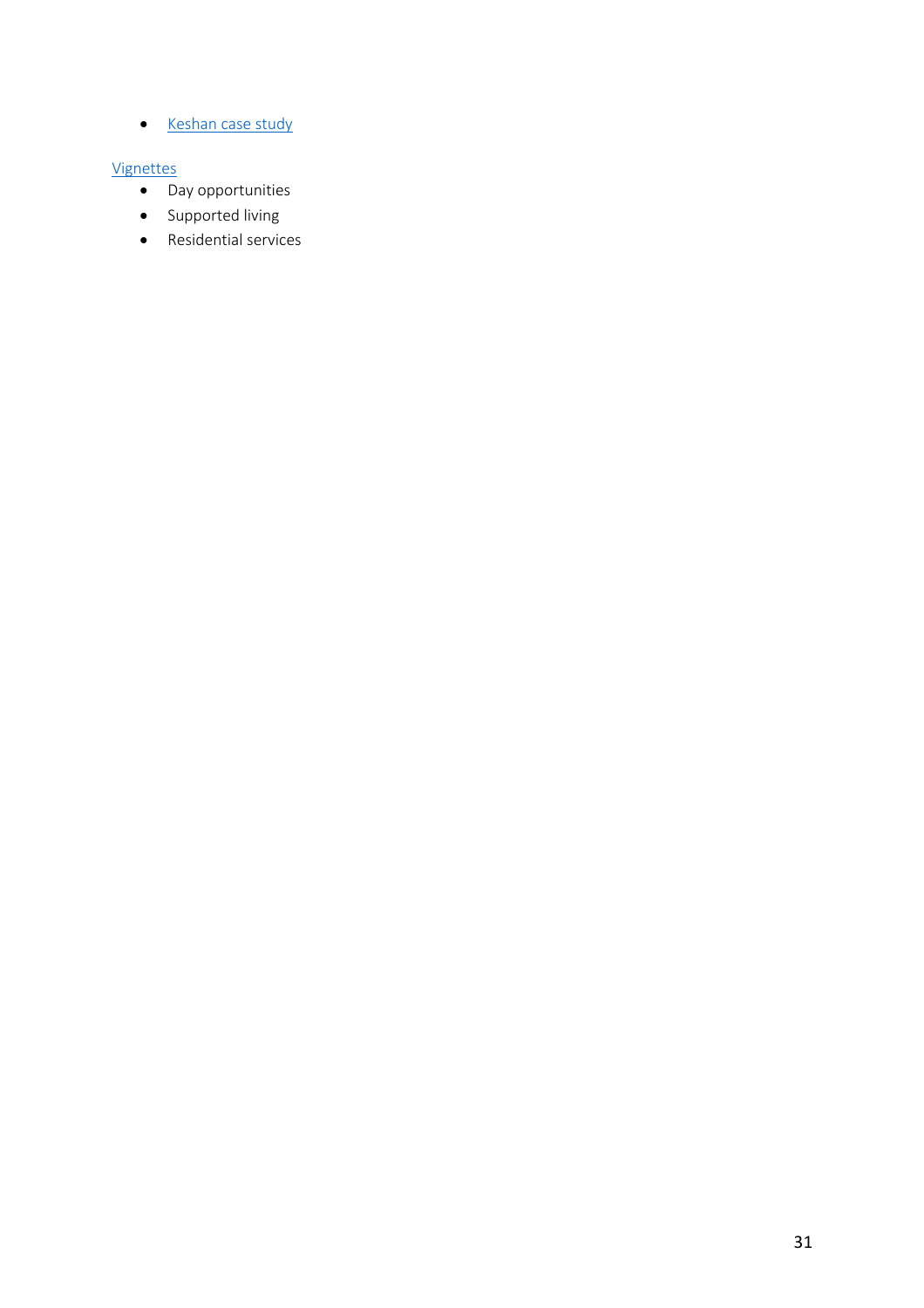- Keshan case study

Vignettes

- Day opportunities
- Supported living
- Residential services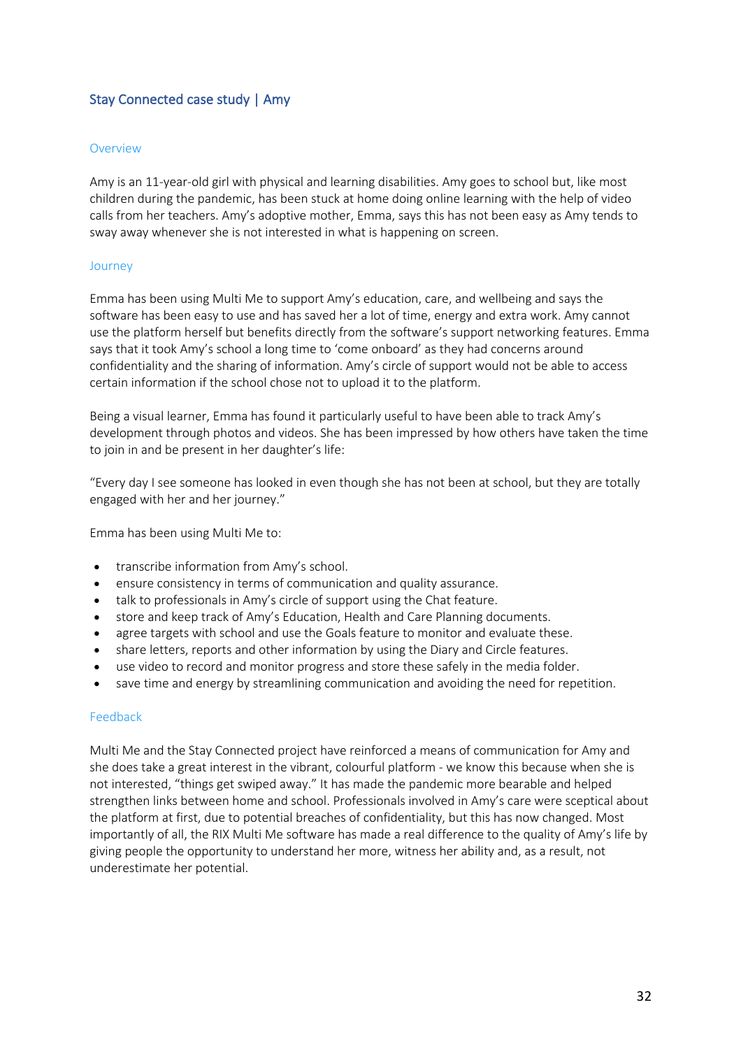## Stay Connected case study | Amy

### Overview

Amy is an 11-year-old girl with physical and learning disabilities. Amy goes to school but, like most children during the pandemic, has been stuck at home doing online learning with the help of video calls from her teachers. Amy's adoptive mother, Emma, says this has not been easy as Amy tends to sway away whenever she is not interested in what is happening on screen.

### Journey

Emma has been using Multi Me to support Amy's education, care, and wellbeing and says the software has been easy to use and has saved her a lot of time, energy and extra work. Amy cannot use the platform herself but benefits directly from the software's support networking features. Emma says that it took Amy's school a long time to 'come onboard' as they had concerns around confidentiality and the sharing of information. Amy's circle of support would not be able to access certain information if the school chose not to upload it to the platform.

Being a visual learner, Emma has found it particularly useful to have been able to track Amy's development through photos and videos. She has been impressed by how others have taken the time to join in and be present in her daughter's life:

"Every day I see someone has looked in even though she has not been at school, but they are totally engaged with her and her journey."

Emma has been using Multi Me to:

- transcribe information from Amy's school.
- ensure consistency in terms of communication and quality assurance.
- talk to professionals in Amy's circle of support using the Chat feature.
- store and keep track of Amy's Education, Health and Care Planning documents.
- agree targets with school and use the Goals feature to monitor and evaluate these.
- share letters, reports and other information by using the Diary and Circle features.
- use video to record and monitor progress and store these safely in the media folder.
- save time and energy by streamlining communication and avoiding the need for repetition.

### Feedback

Multi Me and the Stay Connected project have reinforced a means of communication for Amy and she does take a great interest in the vibrant, colourful platform - we know this because when she is not interested, "things get swiped away." It has made the pandemic more bearable and helped strengthen links between home and school. Professionals involved in Amy's care were sceptical about the platform at first, due to potential breaches of confidentiality, but this has now changed. Most importantly of all, the RIX Multi Me software has made a real difference to the quality of Amy's life by giving people the opportunity to understand her more, witness her ability and, as a result, not underestimate her potential.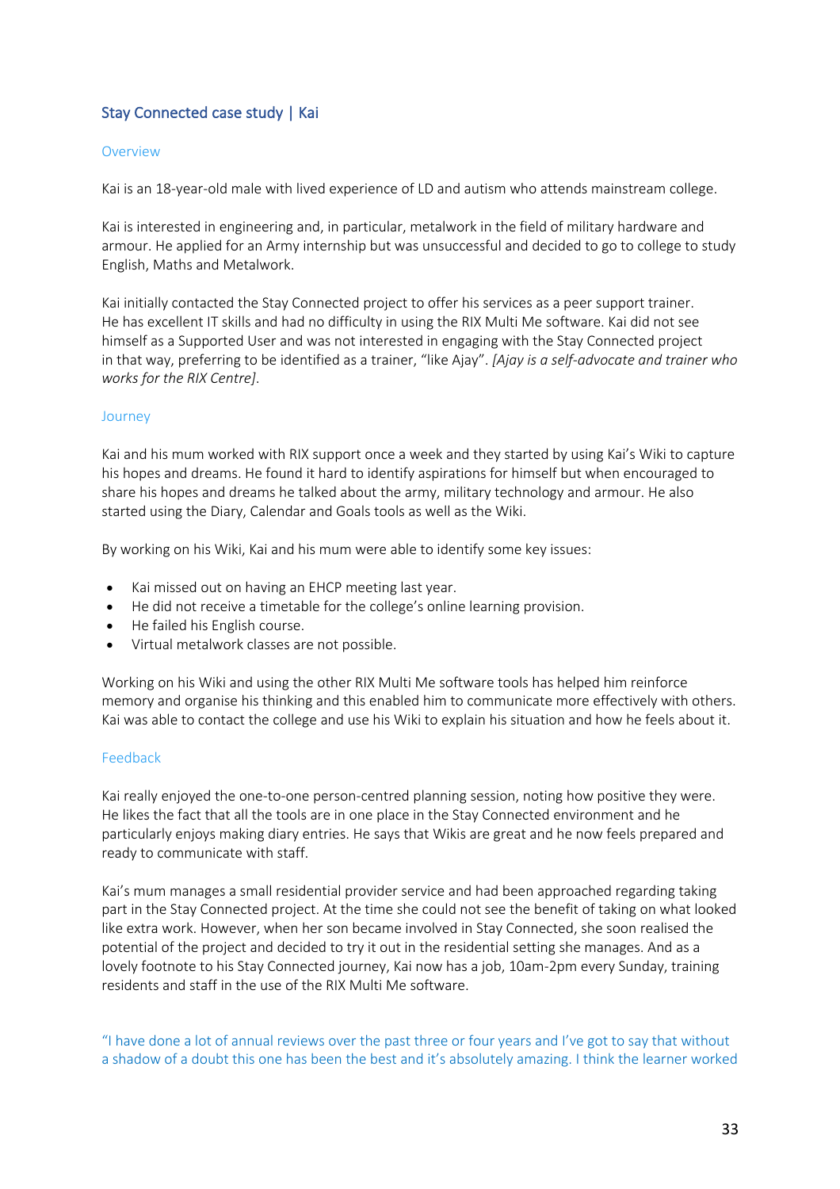## Stay Connected case study | Kai

### Overview

Kai is an 18-year-old male with lived experience of LD and autism who attends mainstream college.

Kai is interested in engineering and, in particular, metalwork in the field of military hardware and armour. He applied for an Army internship but was unsuccessful and decided to go to college to study English, Maths and Metalwork.

Kai initially contacted the Stay Connected project to offer his services as a peer support trainer. He has excellent IT skills and had no difficulty in using the RIX Multi Me software. Kai did not see himself as a Supported User and was not interested in engaging with the Stay Connected project in that way, preferring to be identified as a trainer, "like Ajay". *[Ajay is a self-advocate and trainer who works for the RIX Centre]*.

### Journey

Kai and his mum worked with RIX support once a week and they started by using Kai's Wiki to capture his hopes and dreams. He found it hard to identify aspirations for himself but when encouraged to share his hopes and dreams he talked about the army, military technology and armour. He also started using the Diary, Calendar and Goals tools as well as the Wiki.

By working on his Wiki, Kai and his mum were able to identify some key issues:

- Kai missed out on having an EHCP meeting last year.
- He did not receive a timetable for the college's online learning provision.
- He failed his English course.
- Virtual metalwork classes are not possible.

Working on his Wiki and using the other RIX Multi Me software tools has helped him reinforce memory and organise his thinking and this enabled him to communicate more effectively with others. Kai was able to contact the college and use his Wiki to explain his situation and how he feels about it.

### Feedback

Kai really enjoyed the one-to-one person-centred planning session, noting how positive they were. He likes the fact that all the tools are in one place in the Stay Connected environment and he particularly enjoys making diary entries. He says that Wikis are great and he now feels prepared and ready to communicate with staff.

Kai's mum manages a small residential provider service and had been approached regarding taking part in the Stay Connected project. At the time she could not see the benefit of taking on what looked like extra work. However, when her son became involved in Stay Connected, she soon realised the potential of the project and decided to try it out in the residential setting she manages. And as a lovely footnote to his Stay Connected journey, Kai now has a job, 10am-2pm every Sunday, training residents and staff in the use of the RIX Multi Me software.

"I have done a lot of annual reviews over the past three or four years and I've got to say that without a shadow of a doubt this one has been the best and it's absolutely amazing. I think the learner worked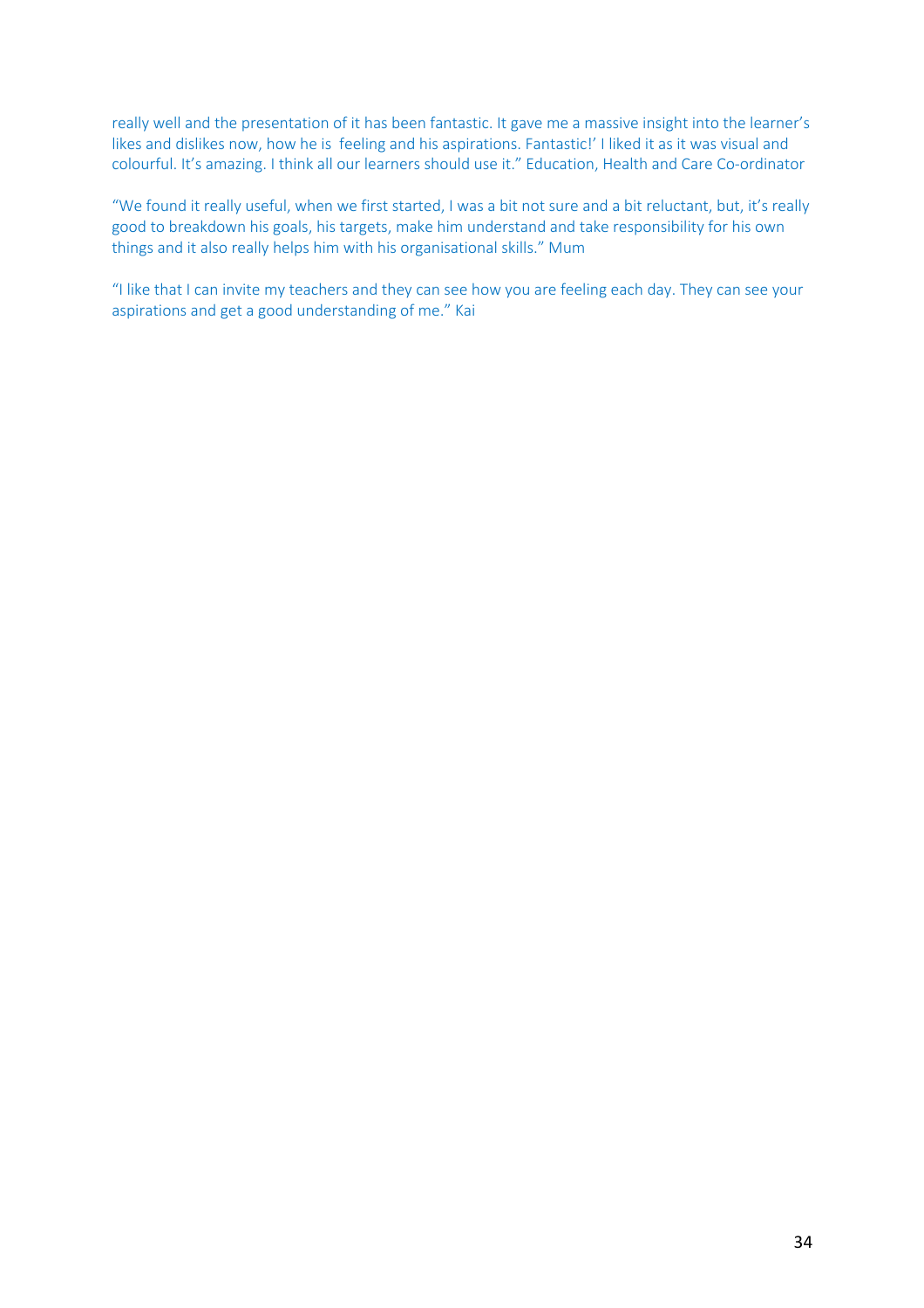really well and the presentation of it has been fantastic. It gave me a massive insight into the learner's likes and dislikes now, how he is feeling and his aspirations. Fantastic!' I liked it as it was visual and colourful. It's amazing. I think all our learners should use it." Education, Health and Care Co-ordinator

"We found it really useful, when we first started, I was a bit not sure and a bit reluctant, but, it's really good to breakdown his goals, his targets, make him understand and take responsibility for his own things and it also really helps him with his organisational skills." Mum

"I like that I can invite my teachers and they can see how you are feeling each day. They can see your aspirations and get a good understanding of me." Kai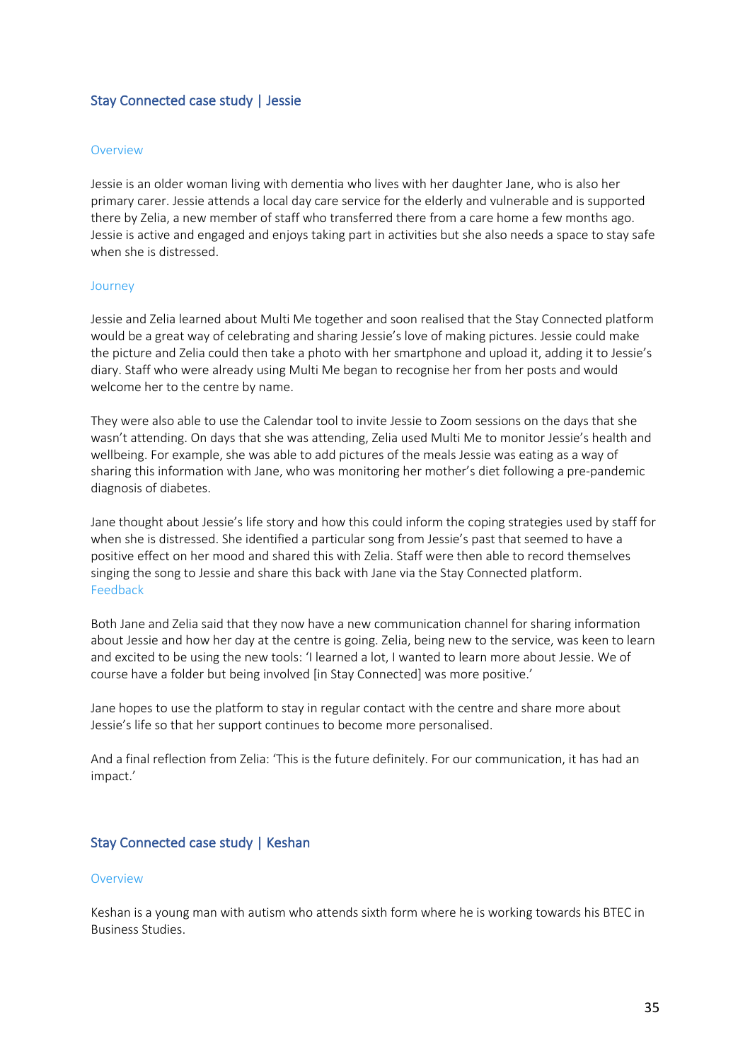## Stay Connected case study | Jessie

### Overview

Jessie is an older woman living with dementia who lives with her daughter Jane, who is also her primary carer. Jessie attends a local day care service for the elderly and vulnerable and is supported there by Zelia, a new member of staff who transferred there from a care home a few months ago. Jessie is active and engaged and enjoys taking part in activities but she also needs a space to stay safe when she is distressed.

### Journey

Jessie and Zelia learned about Multi Me together and soon realised that the Stay Connected platform would be a great way of celebrating and sharing Jessie's love of making pictures. Jessie could make the picture and Zelia could then take a photo with her smartphone and upload it, adding it to Jessie's diary. Staff who were already using Multi Me began to recognise her from her posts and would welcome her to the centre by name.

They were also able to use the Calendar tool to invite Jessie to Zoom sessions on the days that she wasn't attending. On days that she was attending, Zelia used Multi Me to monitor Jessie's health and wellbeing. For example, she was able to add pictures of the meals Jessie was eating as a way of sharing this information with Jane, who was monitoring her mother's diet following a pre-pandemic diagnosis of diabetes.

Jane thought about Jessie's life story and how this could inform the coping strategies used by staff for when she is distressed. She identified a particular song from Jessie's past that seemed to have a positive effect on her mood and shared this with Zelia. Staff were then able to record themselves singing the song to Jessie and share this back with Jane via the Stay Connected platform.

### Feedback

Both Jane and Zelia said that they now have a new communication channel for sharing information about Jessie and how her day at the centre is going. Zelia, being new to the service, was keen to learn and excited to be using the new tools: 'I learned a lot, I wanted to learn more about Jessie. We of course have a folder but being involved [in Stay Connected] was more positive.'

Jane hopes to use the platform to stay in regular contact with the centre and share more about Jessie's life so that her support continues to become more personalised.

And a final reflection from Zelia: 'This is the future definitely. For our communication, it has had an impact.'

## Stay Connected case study | Keshan

### Overview

Keshan is a young man with autism who attends sixth form where he is working towards his BTEC in Business Studies.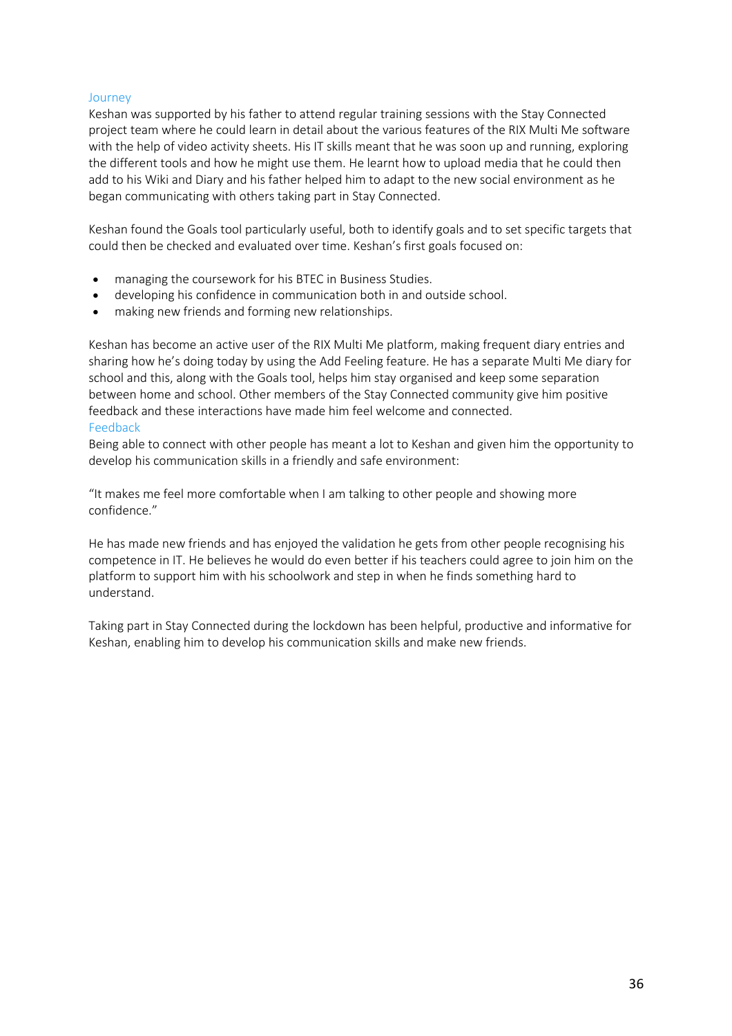### Journey

Keshan was supported by his father to attend regular training sessions with the Stay Connected project team where he could learn in detail about the various features of the RIX Multi Me software with the help of video activity sheets. His IT skills meant that he was soon up and running, exploring the different tools and how he might use them. He learnt how to upload media that he could then add to his Wiki and Diary and his father helped him to adapt to the new social environment as he began communicating with others taking part in Stay Connected.

Keshan found the Goals tool particularly useful, both to identify goals and to set specific targets that could then be checked and evaluated over time. Keshan's first goals focused on:

- managing the coursework for his BTEC in Business Studies.
- developing his confidence in communication both in and outside school.
- making new friends and forming new relationships.

Keshan has become an active user of the RIX Multi Me platform, making frequent diary entries and sharing how he's doing today by using the Add Feeling feature. He has a separate Multi Me diary for school and this, along with the Goals tool, helps him stay organised and keep some separation between home and school. Other members of the Stay Connected community give him positive feedback and these interactions have made him feel welcome and connected.

### Feedback

Being able to connect with other people has meant a lot to Keshan and given him the opportunity to develop his communication skills in a friendly and safe environment:

"It makes me feel more comfortable when I am talking to other people and showing more confidence."

He has made new friends and has enjoyed the validation he gets from other people recognising his competence in IT. He believes he would do even better if his teachers could agree to join him on the platform to support him with his schoolwork and step in when he finds something hard to understand.

Taking part in Stay Connected during the lockdown has been helpful, productive and informative for Keshan, enabling him to develop his communication skills and make new friends.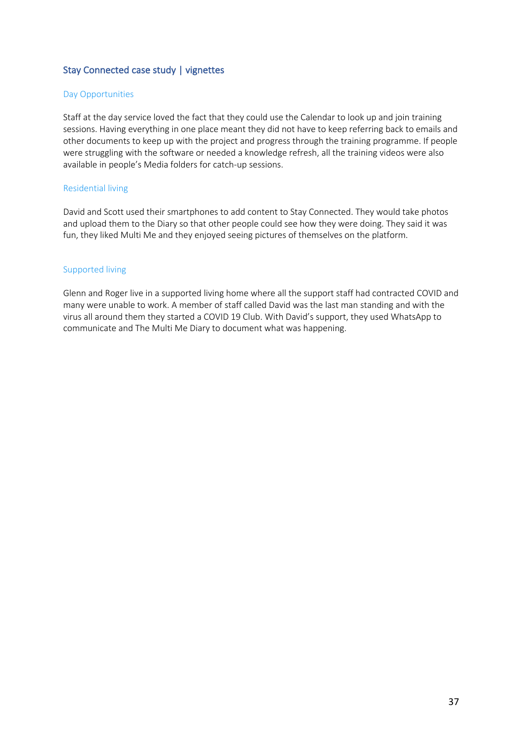## Stay Connected case study | vignettes

### Day Opportunities

Staff at the day service loved the fact that they could use the Calendar to look up and join training sessions. Having everything in one place meant they did not have to keep referring back to emails and other documents to keep up with the project and progress through the training programme. If people were struggling with the software or needed a knowledge refresh, all the training videos were also available in people's Media folders for catch-up sessions.

### Residential living

David and Scott used their smartphones to add content to Stay Connected. They would take photos and upload them to the Diary so that other people could see how they were doing. They said it was fun, they liked Multi Me and they enjoyed seeing pictures of themselves on the platform.

### Supported living

Glenn and Roger live in a supported living home where all the support staff had contracted COVID and many were unable to work. A member of staff called David was the last man standing and with the virus all around them they started a COVID 19 Club. With David's support, they used WhatsApp to communicate and The Multi Me Diary to document what was happening.